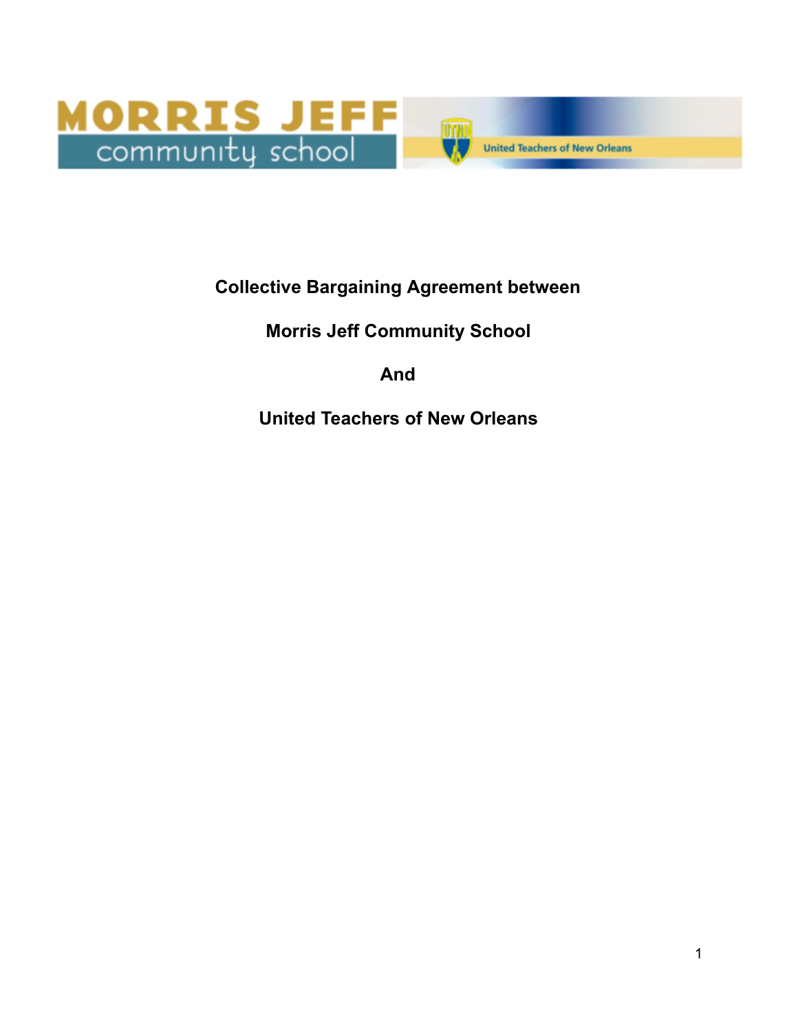**Collective Bargaining Agreement between**

**Morris Jeff Community School**

**And**

**United Teachers of New Orleans**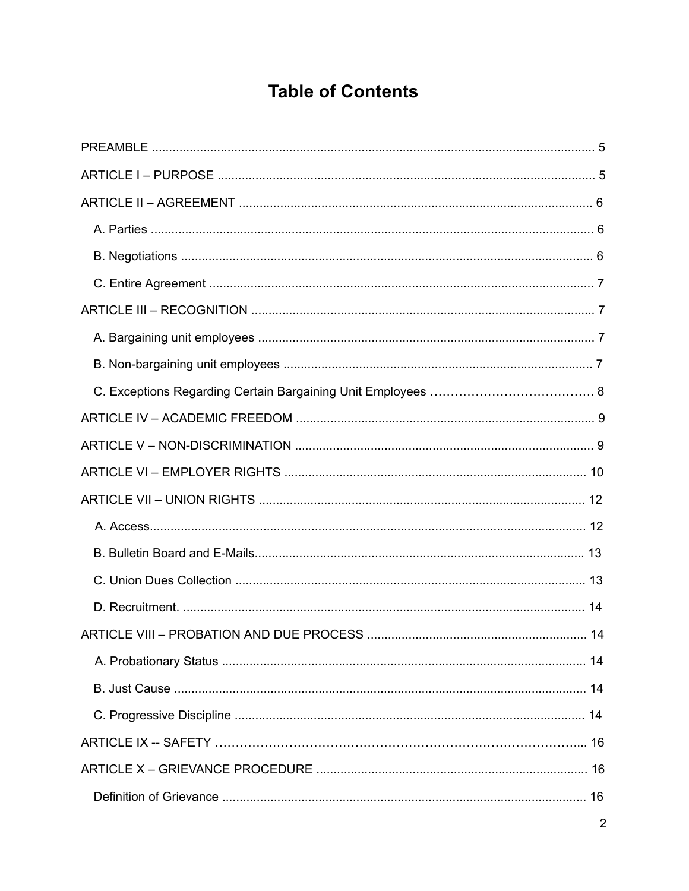# Table of Contents

PREAMBLE ..... 5

ARTICLE I – PURPOSE ..... 5

ARTICLE II – AGREEMENT ..... 6

- A. Parties ..... 6
- B. Negotiations ..... 6
- C. Entire Agreement ..... 7

ARTICLE III – RECOGNITION ..... 7

- A. Bargaining unit employees ..... 7
- B. Non-bargaining unit employees ..... 7
- C. Exceptions Regarding Certain Bargaining Unit Employees ..... 8

ARTICLE IV – ACADEMIC FREEDOM ..... 9

ARTICLE V – NON-DISCRIMINATION ..... 9

ARTICLE VI – EMPLOYER RIGHTS ..... 10

ARTICLE VII – UNION RIGHTS ..... 12

- A. Access ..... 12
- B. Bulletin Board and E-Mails ..... 13
- C. Union Dues Collection ..... 13
- D. Recruitment. ..... 14

ARTICLE VIII – PROBATION AND DUE PROCESS ..... 14

- A. Probationary Status ..... 14
- B. Just Cause ..... 14
- C. Progressive Discipline ..... 14

ARTICLE IX -- SAFETY ..... 16

ARTICLE X – GRIEVANCE PROCEDURE ..... 16

- Definition of Grievance ..... 16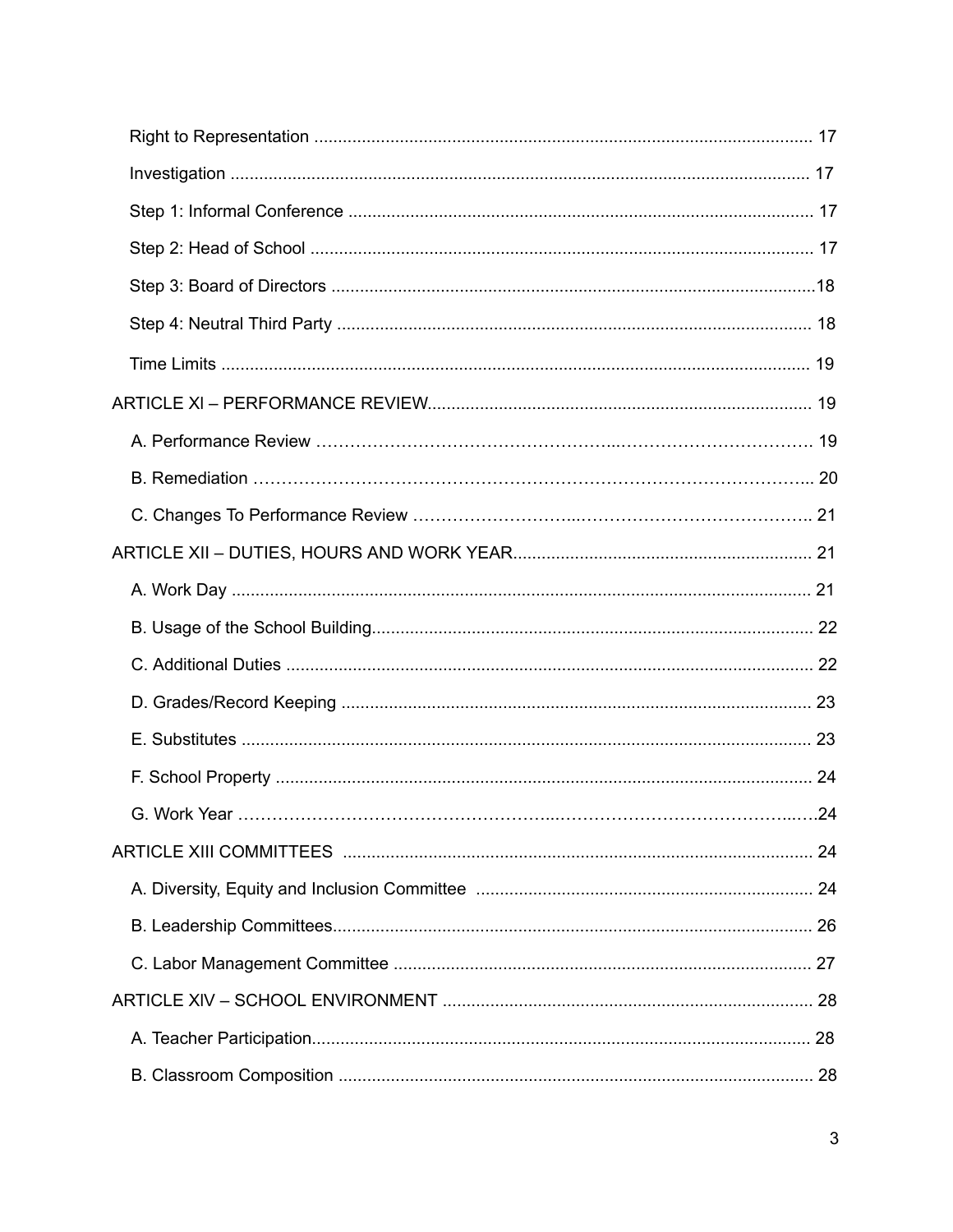Right to Representation ........................................................................................................ 17

Investigation ........................................................................................................................ 17

Step 1: Informal Conference ................................................................................................ 17

Step 2: Head of School ........................................................................................................ 17

Step 3: Board of Directors ....................................................................................................18

Step 4: Neutral Third Party .................................................................................................. 18

Time Limits .......................................................................................................................... 19

ARTICLE XI – PERFORMANCE REVIEW................................................................................ 19

A. Performance Review ………………………………………...……………………………. 19

B. Remediation ……………………………………………………………………………….. 20

C. Changes To Performance Review ……………………...…………………………………. 21

ARTICLE XII – DUTIES, HOURS AND WORK YEAR.............................................................. 21

A. Work Day ........................................................................................................................ 21

B. Usage of the School Building............................................................................................ 22

C. Additional Duties ............................................................................................................. 22

D. Grades/Record Keeping .................................................................................................. 23

E. Substitutes ...................................................................................................................... 23

F. School Property ............................................................................................................... 24

G. Work Year ……………………………………………...……………………………...….24

ARTICLE XIII COMMITTEES .................................................................................................. 24

A. Diversity, Equity and Inclusion Committee ...................................................................... 24

B. Leadership Committees.................................................................................................... 26

C. Labor Management Committee ....................................................................................... 27

ARTICLE XIV – SCHOOL ENVIRONMENT ............................................................................. 28

A. Teacher Participation........................................................................................................ 28

B. Classroom Composition ................................................................................................... 28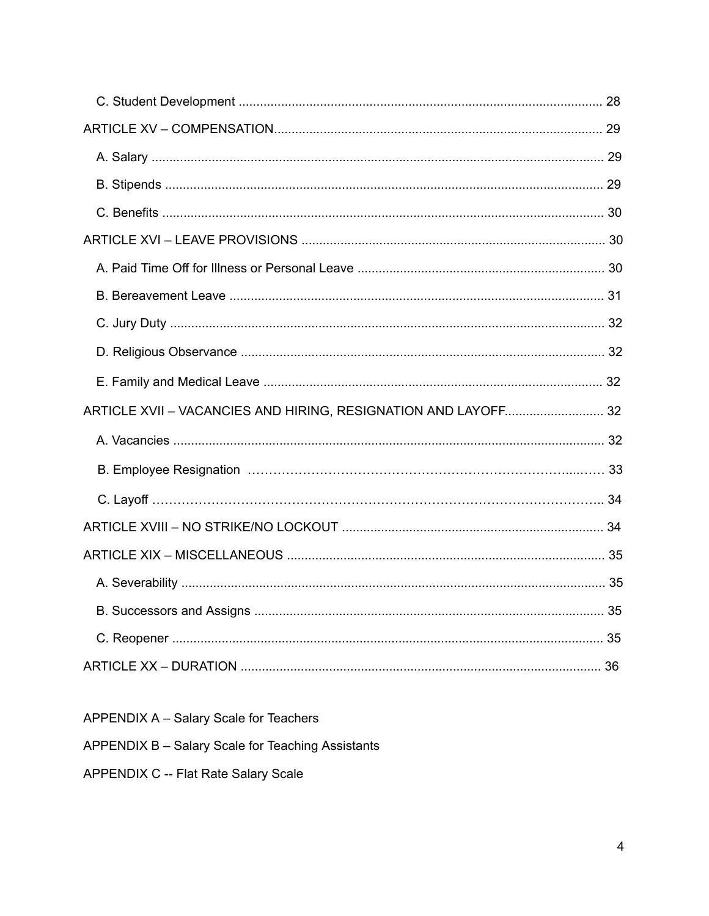C. Student Development ........................................................................................................ 28

ARTICLE XV – COMPENSATION............................................................................................ 29

A. Salary ................................................................................................................................ 29

B. Stipends ............................................................................................................................ 29

C. Benefits ............................................................................................................................. 30

ARTICLE XVI – LEAVE PROVISIONS ..................................................................................... 30

A. Paid Time Off for Illness or Personal Leave ...................................................................... 30

B. Bereavement Leave ........................................................................................................... 31

C. Jury Duty ........................................................................................................................... 32

D. Religious Observance ....................................................................................................... 32

E. Family and Medical Leave ................................................................................................. 32

ARTICLE XVII – VACANCIES AND HIRING, RESIGNATION AND LAYOFF............................ 32

A. Vacancies .......................................................................................................................... 32

B. Employee Resignation …………………………………………………………………..…… 33

C. Layoff ………………………………………………………………………………………….. 34

ARTICLE XVIII – NO STRIKE/NO LOCKOUT .......................................................................... 34

ARTICLE XIX – MISCELLANEOUS ......................................................................................... 35

A. Severability ........................................................................................................................ 35

B. Successors and Assigns ................................................................................................... 35

C. Reopener .......................................................................................................................... 35

ARTICLE XX – DURATION ...................................................................................................... 36

APPENDIX A – Salary Scale for Teachers

APPENDIX B – Salary Scale for Teaching Assistants

APPENDIX C -- Flat Rate Salary Scale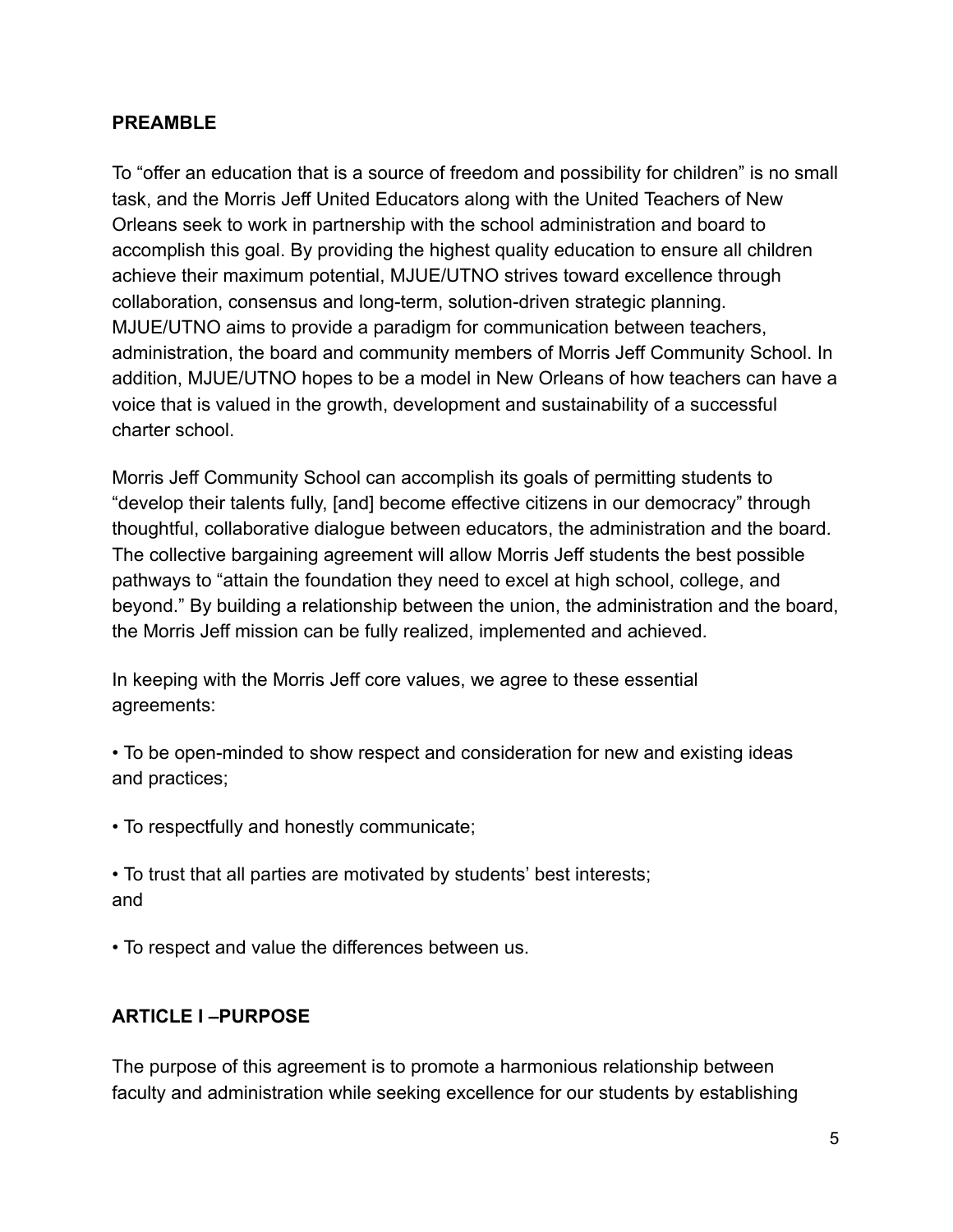## PREAMBLE

To "offer an education that is a source of freedom and possibility for children" is no small task, and the Morris Jeff United Educators along with the United Teachers of New Orleans seek to work in partnership with the school administration and board to accomplish this goal. By providing the highest quality education to ensure all children achieve their maximum potential, MJUE/UTNO strives toward excellence through collaboration, consensus and long-term, solution-driven strategic planning. MJUE/UTNO aims to provide a paradigm for communication between teachers, administration, the board and community members of Morris Jeff Community School. In addition, MJUE/UTNO hopes to be a model in New Orleans of how teachers can have a voice that is valued in the growth, development and sustainability of a successful charter school.

Morris Jeff Community School can accomplish its goals of permitting students to "develop their talents fully, [and] become effective citizens in our democracy" through thoughtful, collaborative dialogue between educators, the administration and the board. The collective bargaining agreement will allow Morris Jeff students the best possible pathways to "attain the foundation they need to excel at high school, college, and beyond." By building a relationship between the union, the administration and the board, the Morris Jeff mission can be fully realized, implemented and achieved.

In keeping with the Morris Jeff core values, we agree to these essential agreements:

- To be open-minded to show respect and consideration for new and existing ideas and practices;
- To respectfully and honestly communicate;
- To trust that all parties are motivated by students' best interests; and
- To respect and value the differences between us.

## ARTICLE I –PURPOSE

The purpose of this agreement is to promote a harmonious relationship between faculty and administration while seeking excellence for our students by establishing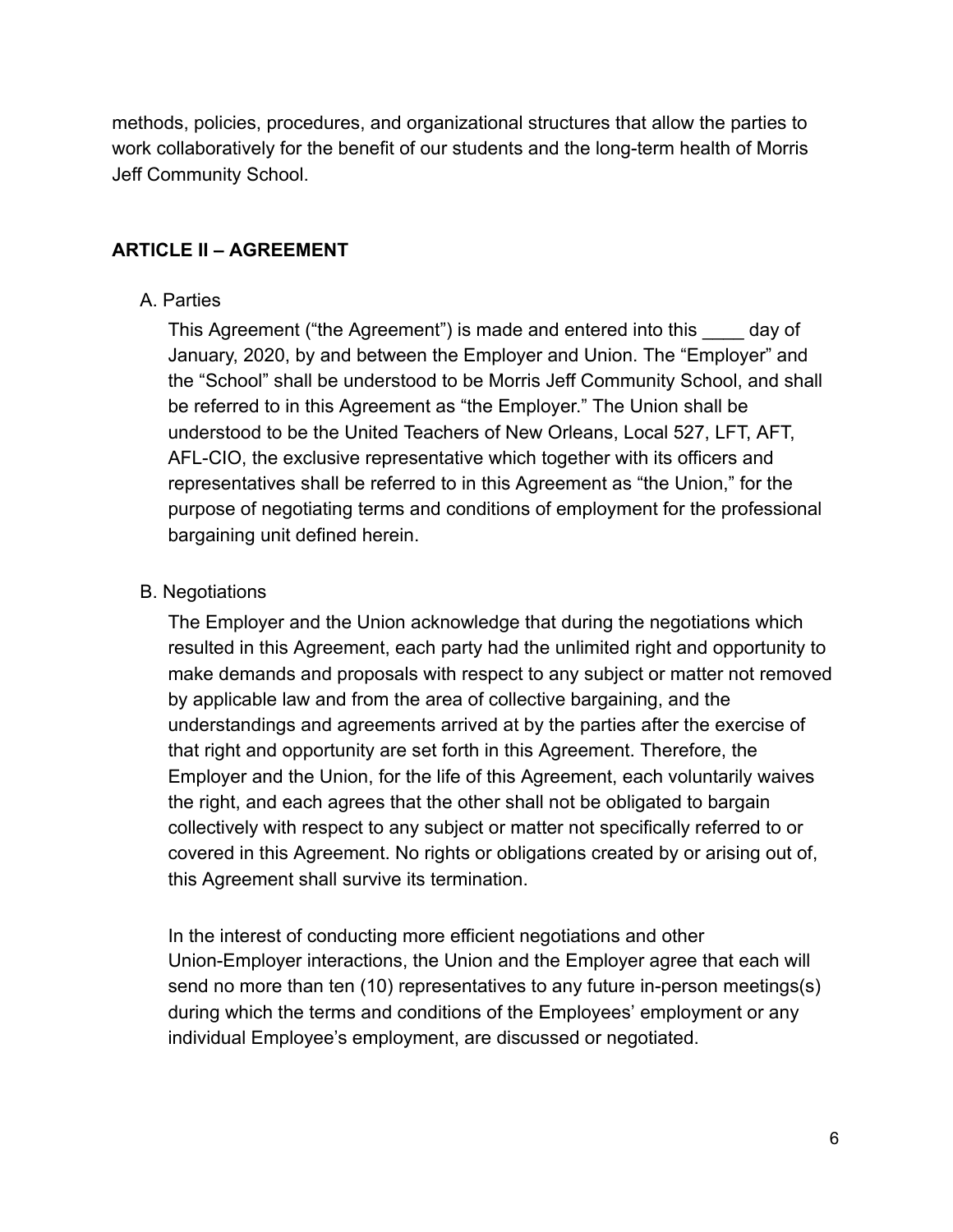methods, policies, procedures, and organizational structures that allow the parties to work collaboratively for the benefit of our students and the long-term health of Morris Jeff Community School.

## ARTICLE II – AGREEMENT

A. Parties

This Agreement ("the Agreement") is made and entered into this ____ day of January, 2020, by and between the Employer and Union. The "Employer" and the "School" shall be understood to be Morris Jeff Community School, and shall be referred to in this Agreement as "the Employer." The Union shall be understood to be the United Teachers of New Orleans, Local 527, LFT, AFT, AFL-CIO, the exclusive representative which together with its officers and representatives shall be referred to in this Agreement as "the Union," for the purpose of negotiating terms and conditions of employment for the professional bargaining unit defined herein.

B. Negotiations

The Employer and the Union acknowledge that during the negotiations which resulted in this Agreement, each party had the unlimited right and opportunity to make demands and proposals with respect to any subject or matter not removed by applicable law and from the area of collective bargaining, and the understandings and agreements arrived at by the parties after the exercise of that right and opportunity are set forth in this Agreement. Therefore, the Employer and the Union, for the life of this Agreement, each voluntarily waives the right, and each agrees that the other shall not be obligated to bargain collectively with respect to any subject or matter not specifically referred to or covered in this Agreement. No rights or obligations created by or arising out of, this Agreement shall survive its termination.

In the interest of conducting more efficient negotiations and other Union-Employer interactions, the Union and the Employer agree that each will send no more than ten (10) representatives to any future in-person meetings(s) during which the terms and conditions of the Employees' employment or any individual Employee's employment, are discussed or negotiated.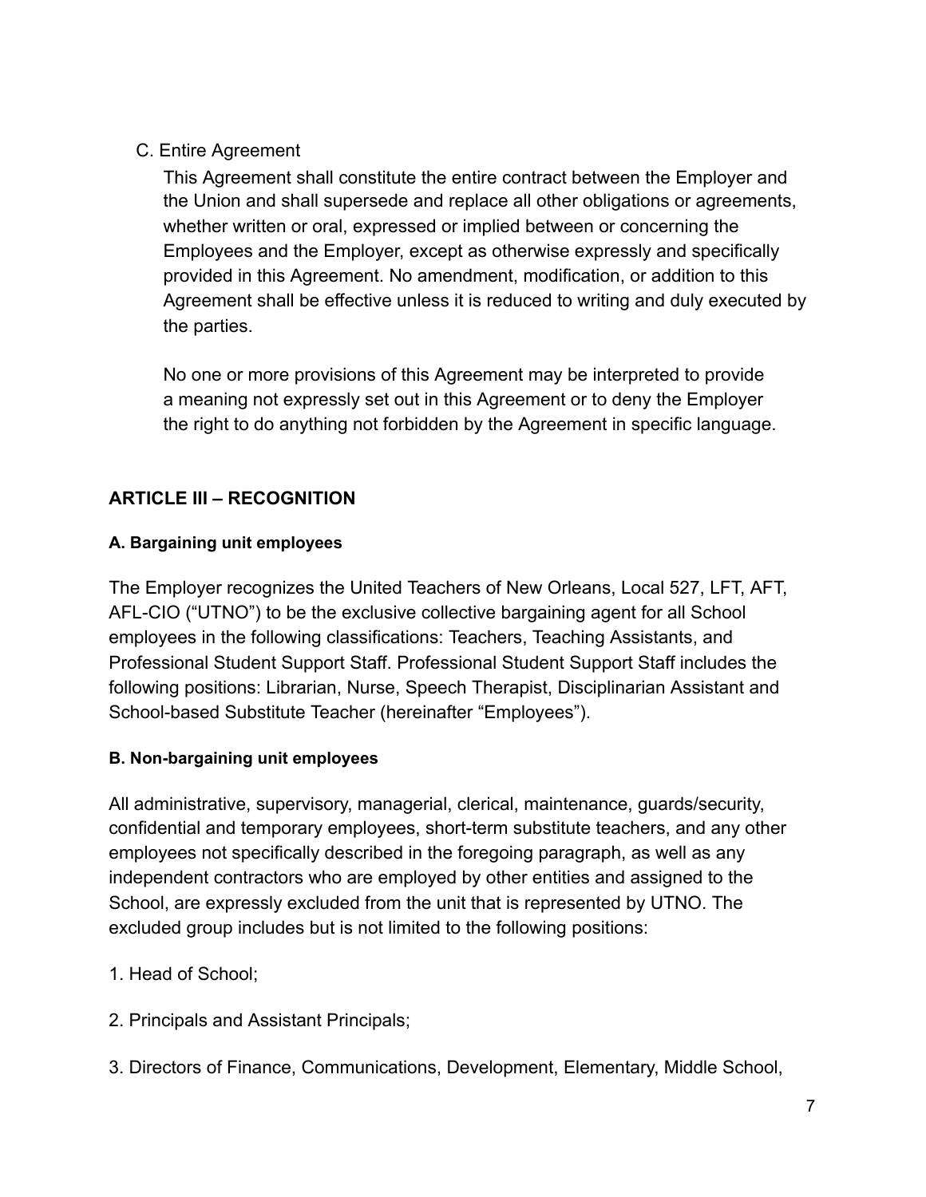C. Entire Agreement

This Agreement shall constitute the entire contract between the Employer and the Union and shall supersede and replace all other obligations or agreements, whether written or oral, expressed or implied between or concerning the Employees and the Employer, except as otherwise expressly and specifically provided in this Agreement. No amendment, modification, or addition to this Agreement shall be effective unless it is reduced to writing and duly executed by the parties.

No one or more provisions of this Agreement may be interpreted to provide a meaning not expressly set out in this Agreement or to deny the Employer the right to do anything not forbidden by the Agreement in specific language.

## ARTICLE III – RECOGNITION

### A. Bargaining unit employees

The Employer recognizes the United Teachers of New Orleans, Local 527, LFT, AFT, AFL-CIO ("UTNO") to be the exclusive collective bargaining agent for all School employees in the following classifications: Teachers, Teaching Assistants, and Professional Student Support Staff. Professional Student Support Staff includes the following positions: Librarian, Nurse, Speech Therapist, Disciplinarian Assistant and School-based Substitute Teacher (hereinafter "Employees").

### B. Non-bargaining unit employees

All administrative, supervisory, managerial, clerical, maintenance, guards/security, confidential and temporary employees, short-term substitute teachers, and any other employees not specifically described in the foregoing paragraph, as well as any independent contractors who are employed by other entities and assigned to the School, are expressly excluded from the unit that is represented by UTNO. The excluded group includes but is not limited to the following positions:

1. Head of School;

2. Principals and Assistant Principals;

3. Directors of Finance, Communications, Development, Elementary, Middle School,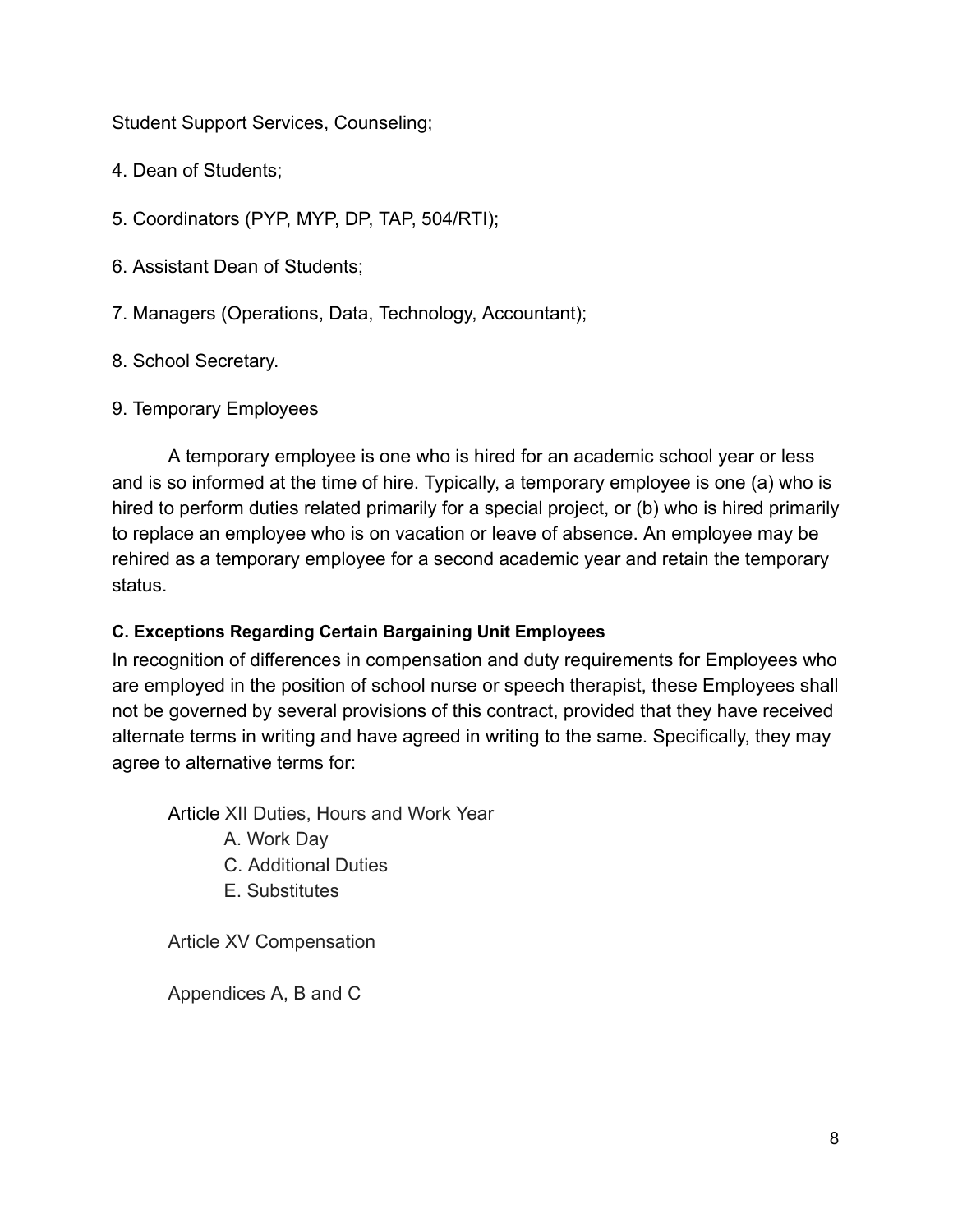Student Support Services, Counseling;

4. Dean of Students;

5. Coordinators (PYP, MYP, DP, TAP, 504/RTI);

6. Assistant Dean of Students;

7. Managers (Operations, Data, Technology, Accountant);

8. School Secretary.

9. Temporary Employees

A temporary employee is one who is hired for an academic school year or less and is so informed at the time of hire. Typically, a temporary employee is one (a) who is hired to perform duties related primarily for a special project, or (b) who is hired primarily to replace an employee who is on vacation or leave of absence. An employee may be rehired as a temporary employee for a second academic year and retain the temporary status.

#### C. Exceptions Regarding Certain Bargaining Unit Employees

In recognition of differences in compensation and duty requirements for Employees who are employed in the position of school nurse or speech therapist, these Employees shall not be governed by several provisions of this contract, provided that they have received alternate terms in writing and have agreed in writing to the same. Specifically, they may agree to alternative terms for:

Article XII Duties, Hours and Work Year
- A. Work Day
- C. Additional Duties
- E. Substitutes

Article XV Compensation

Appendices A, B and C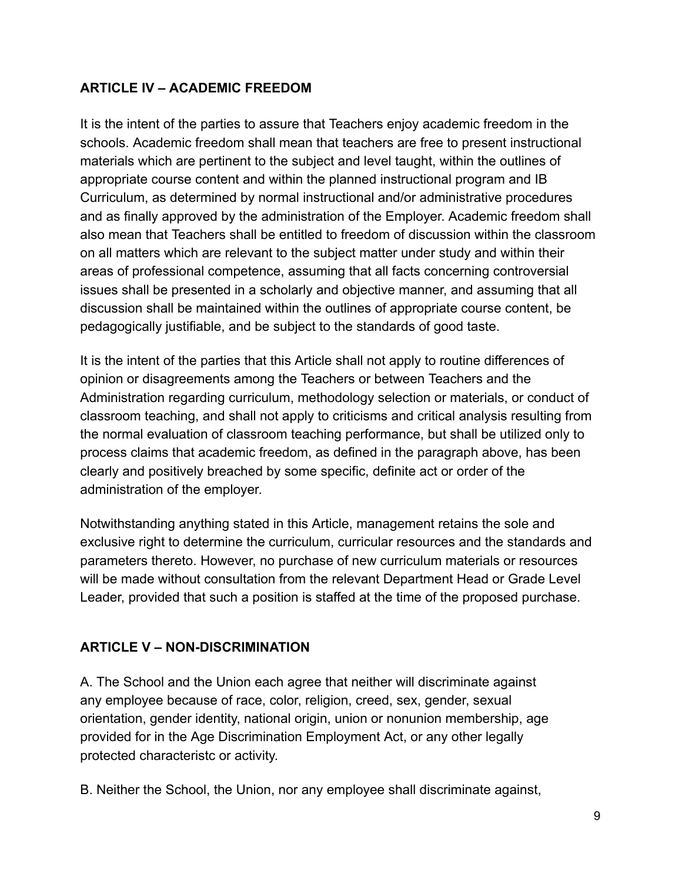## ARTICLE IV – ACADEMIC FREEDOM

It is the intent of the parties to assure that Teachers enjoy academic freedom in the schools. Academic freedom shall mean that teachers are free to present instructional materials which are pertinent to the subject and level taught, within the outlines of appropriate course content and within the planned instructional program and IB Curriculum, as determined by normal instructional and/or administrative procedures and as finally approved by the administration of the Employer. Academic freedom shall also mean that Teachers shall be entitled to freedom of discussion within the classroom on all matters which are relevant to the subject matter under study and within their areas of professional competence, assuming that all facts concerning controversial issues shall be presented in a scholarly and objective manner, and assuming that all discussion shall be maintained within the outlines of appropriate course content, be pedagogically justifiable, and be subject to the standards of good taste.

It is the intent of the parties that this Article shall not apply to routine differences of opinion or disagreements among the Teachers or between Teachers and the Administration regarding curriculum, methodology selection or materials, or conduct of classroom teaching, and shall not apply to criticisms and critical analysis resulting from the normal evaluation of classroom teaching performance, but shall be utilized only to process claims that academic freedom, as defined in the paragraph above, has been clearly and positively breached by some specific, definite act or order of the administration of the employer.

Notwithstanding anything stated in this Article, management retains the sole and exclusive right to determine the curriculum, curricular resources and the standards and parameters thereto. However, no purchase of new curriculum materials or resources will be made without consultation from the relevant Department Head or Grade Level Leader, provided that such a position is staffed at the time of the proposed purchase.

## ARTICLE V – NON-DISCRIMINATION

A. The School and the Union each agree that neither will discriminate against any employee because of race, color, religion, creed, sex, gender, sexual orientation, gender identity, national origin, union or nonunion membership, age provided for in the Age Discrimination Employment Act, or any other legally protected characteristc or activity.

B. Neither the School, the Union, nor any employee shall discriminate against,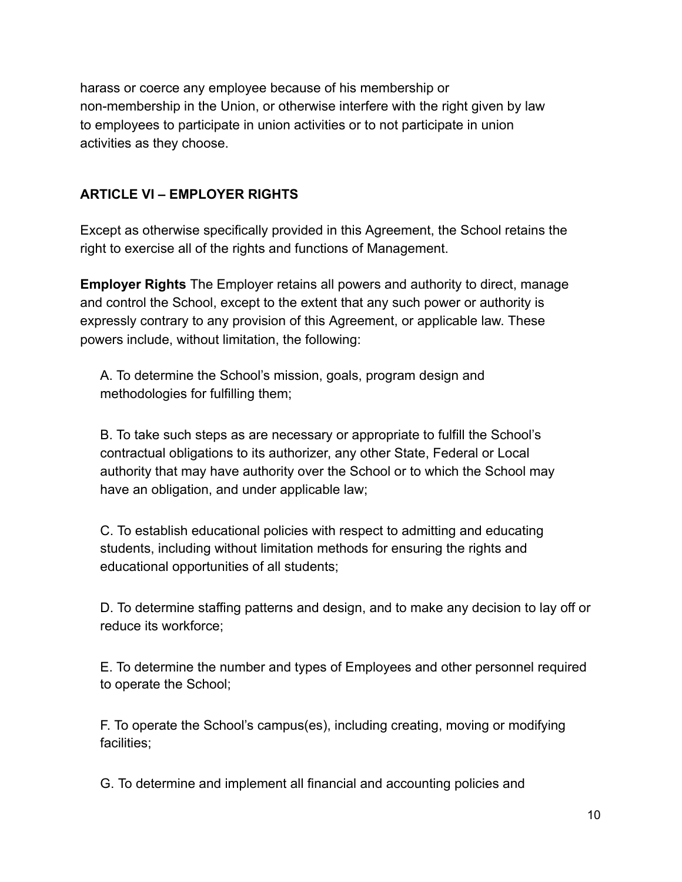harass or coerce any employee because of his membership or non-membership in the Union, or otherwise interfere with the right given by law to employees to participate in union activities or to not participate in union activities as they choose.

## ARTICLE VI – EMPLOYER RIGHTS

Except as otherwise specifically provided in this Agreement, the School retains the right to exercise all of the rights and functions of Management.

**Employer Rights** The Employer retains all powers and authority to direct, manage and control the School, except to the extent that any such power or authority is expressly contrary to any provision of this Agreement, or applicable law. These powers include, without limitation, the following:

A. To determine the School's mission, goals, program design and methodologies for fulfilling them;

B. To take such steps as are necessary or appropriate to fulfill the School's contractual obligations to its authorizer, any other State, Federal or Local authority that may have authority over the School or to which the School may have an obligation, and under applicable law;

C. To establish educational policies with respect to admitting and educating students, including without limitation methods for ensuring the rights and educational opportunities of all students;

D. To determine staffing patterns and design, and to make any decision to lay off or reduce its workforce;

E. To determine the number and types of Employees and other personnel required to operate the School;

F. To operate the School's campus(es), including creating, moving or modifying facilities;

G. To determine and implement all financial and accounting policies and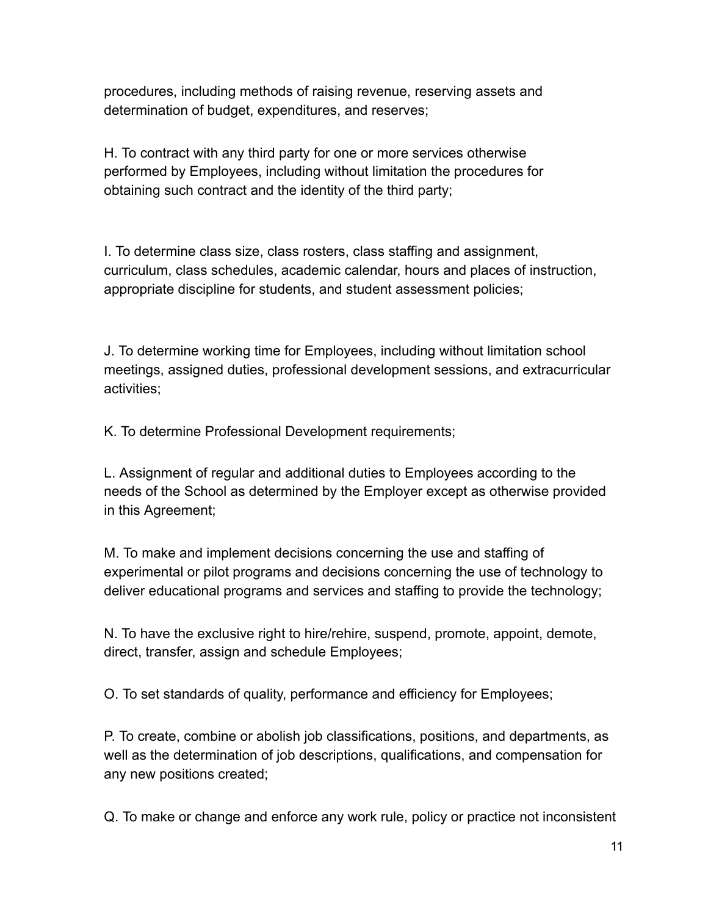procedures, including methods of raising revenue, reserving assets and determination of budget, expenditures, and reserves;

H. To contract with any third party for one or more services otherwise performed by Employees, including without limitation the procedures for obtaining such contract and the identity of the third party;

I. To determine class size, class rosters, class staffing and assignment, curriculum, class schedules, academic calendar, hours and places of instruction, appropriate discipline for students, and student assessment policies;

J. To determine working time for Employees, including without limitation school meetings, assigned duties, professional development sessions, and extracurricular activities;

K. To determine Professional Development requirements;

L. Assignment of regular and additional duties to Employees according to the needs of the School as determined by the Employer except as otherwise provided in this Agreement;

M. To make and implement decisions concerning the use and staffing of experimental or pilot programs and decisions concerning the use of technology to deliver educational programs and services and staffing to provide the technology;

N. To have the exclusive right to hire/rehire, suspend, promote, appoint, demote, direct, transfer, assign and schedule Employees;

O. To set standards of quality, performance and efficiency for Employees;

P. To create, combine or abolish job classifications, positions, and departments, as well as the determination of job descriptions, qualifications, and compensation for any new positions created;

Q. To make or change and enforce any work rule, policy or practice not inconsistent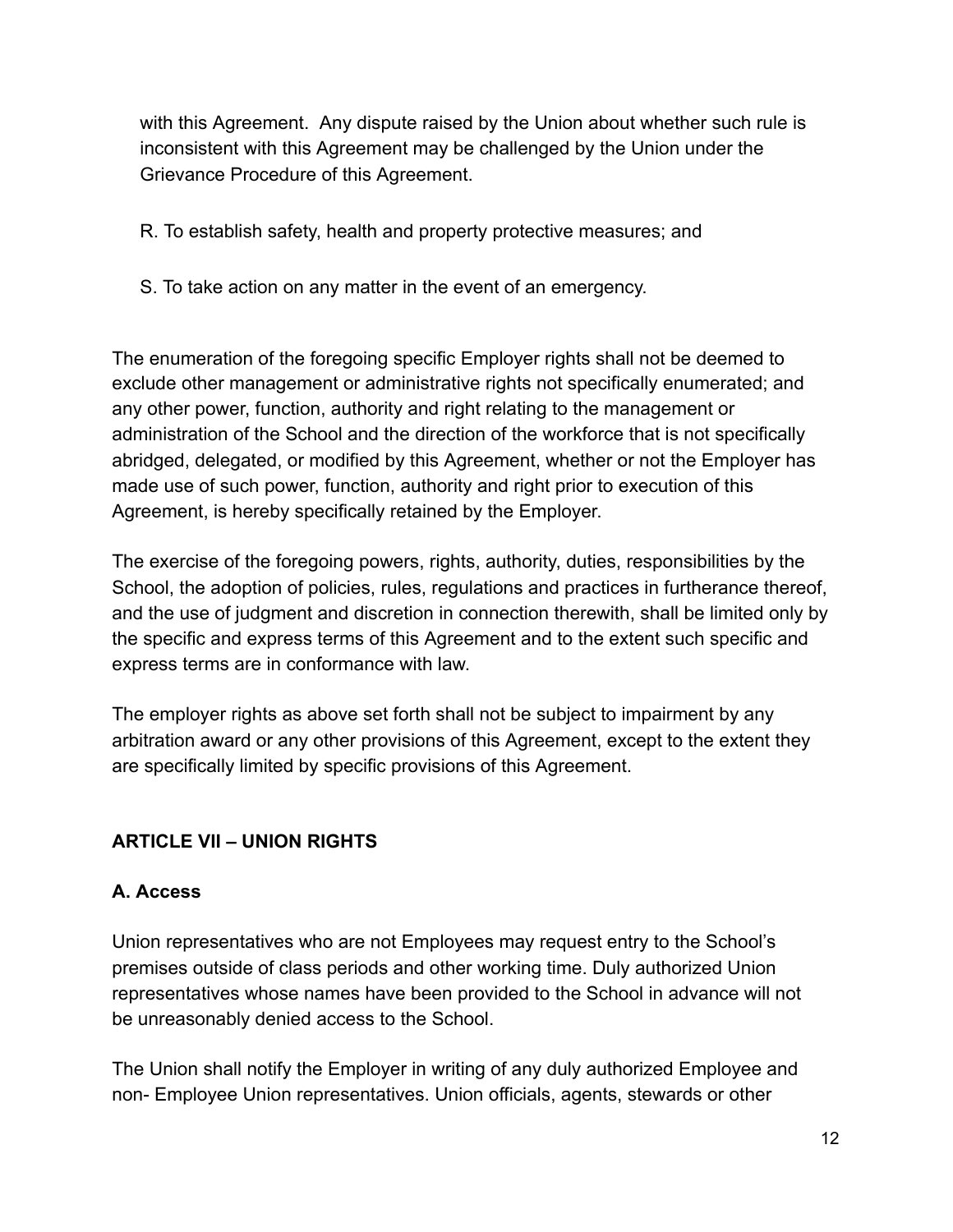with this Agreement. Any dispute raised by the Union about whether such rule is inconsistent with this Agreement may be challenged by the Union under the Grievance Procedure of this Agreement.

R. To establish safety, health and property protective measures; and

S. To take action on any matter in the event of an emergency.

The enumeration of the foregoing specific Employer rights shall not be deemed to exclude other management or administrative rights not specifically enumerated; and any other power, function, authority and right relating to the management or administration of the School and the direction of the workforce that is not specifically abridged, delegated, or modified by this Agreement, whether or not the Employer has made use of such power, function, authority and right prior to execution of this Agreement, is hereby specifically retained by the Employer.

The exercise of the foregoing powers, rights, authority, duties, responsibilities by the School, the adoption of policies, rules, regulations and practices in furtherance thereof, and the use of judgment and discretion in connection therewith, shall be limited only by the specific and express terms of this Agreement and to the extent such specific and express terms are in conformance with law.

The employer rights as above set forth shall not be subject to impairment by any arbitration award or any other provisions of this Agreement, except to the extent they are specifically limited by specific provisions of this Agreement.

## ARTICLE VII – UNION RIGHTS

### A. Access

Union representatives who are not Employees may request entry to the School's premises outside of class periods and other working time. Duly authorized Union representatives whose names have been provided to the School in advance will not be unreasonably denied access to the School.

The Union shall notify the Employer in writing of any duly authorized Employee and non- Employee Union representatives. Union officials, agents, stewards or other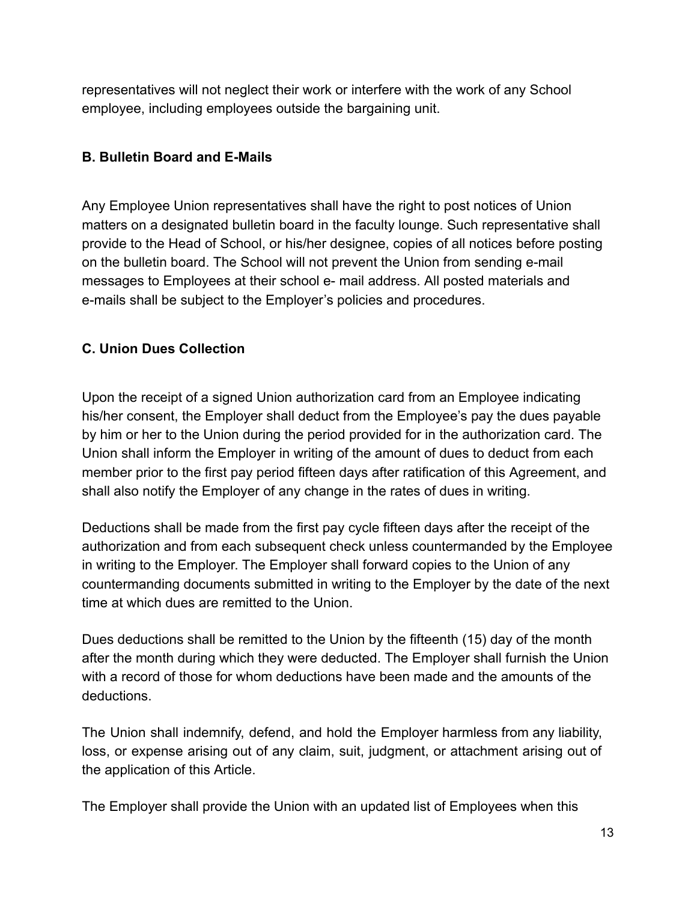representatives will not neglect their work or interfere with the work of any School employee, including employees outside the bargaining unit.

### B. Bulletin Board and E-Mails

Any Employee Union representatives shall have the right to post notices of Union matters on a designated bulletin board in the faculty lounge. Such representative shall provide to the Head of School, or his/her designee, copies of all notices before posting on the bulletin board. The School will not prevent the Union from sending e-mail messages to Employees at their school e- mail address. All posted materials and e-mails shall be subject to the Employer's policies and procedures.

### C. Union Dues Collection

Upon the receipt of a signed Union authorization card from an Employee indicating his/her consent, the Employer shall deduct from the Employee's pay the dues payable by him or her to the Union during the period provided for in the authorization card. The Union shall inform the Employer in writing of the amount of dues to deduct from each member prior to the first pay period fifteen days after ratification of this Agreement, and shall also notify the Employer of any change in the rates of dues in writing.

Deductions shall be made from the first pay cycle fifteen days after the receipt of the authorization and from each subsequent check unless countermanded by the Employee in writing to the Employer. The Employer shall forward copies to the Union of any countermanding documents submitted in writing to the Employer by the date of the next time at which dues are remitted to the Union.

Dues deductions shall be remitted to the Union by the fifteenth (15) day of the month after the month during which they were deducted. The Employer shall furnish the Union with a record of those for whom deductions have been made and the amounts of the deductions.

The Union shall indemnify, defend, and hold the Employer harmless from any liability, loss, or expense arising out of any claim, suit, judgment, or attachment arising out of the application of this Article.

The Employer shall provide the Union with an updated list of Employees when this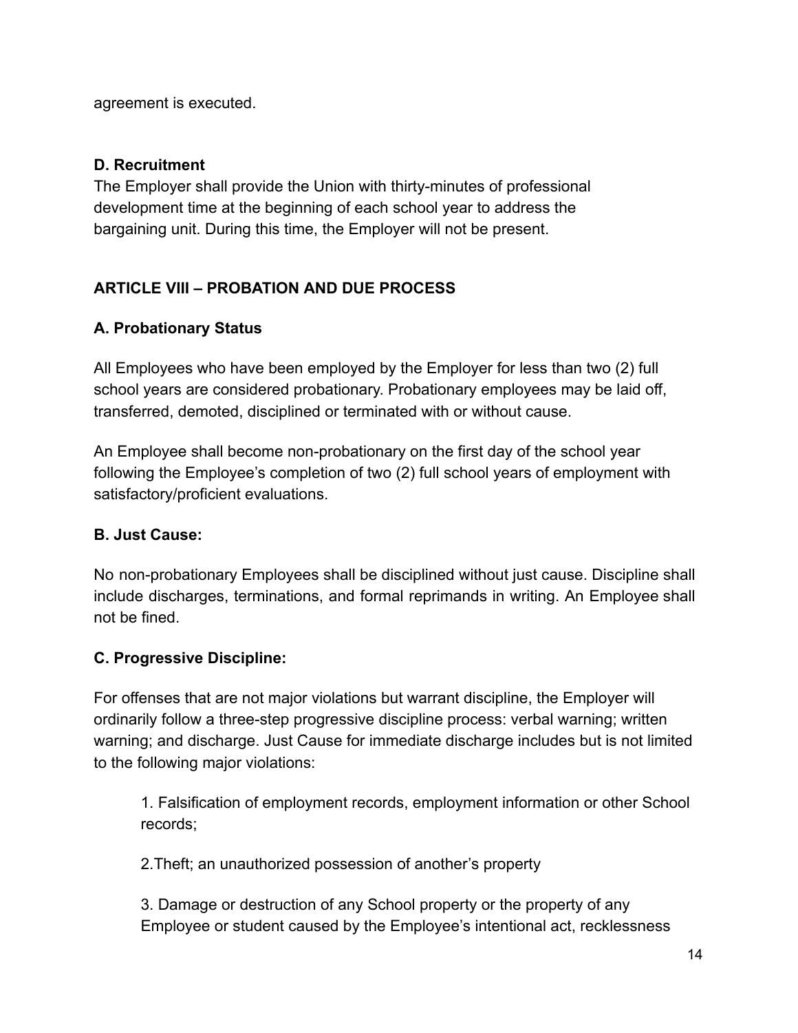agreement is executed.

**D. Recruitment**

The Employer shall provide the Union with thirty-minutes of professional development time at the beginning of each school year to address the bargaining unit. During this time, the Employer will not be present.

## ARTICLE VIII – PROBATION AND DUE PROCESS

### A. Probationary Status

All Employees who have been employed by the Employer for less than two (2) full school years are considered probationary. Probationary employees may be laid off, transferred, demoted, disciplined or terminated with or without cause.

An Employee shall become non-probationary on the first day of the school year following the Employee's completion of two (2) full school years of employment with satisfactory/proficient evaluations.

### B. Just Cause:

No non-probationary Employees shall be disciplined without just cause. Discipline shall include discharges, terminations, and formal reprimands in writing. An Employee shall not be fined.

### C. Progressive Discipline:

For offenses that are not major violations but warrant discipline, the Employer will ordinarily follow a three-step progressive discipline process: verbal warning; written warning; and discharge. Just Cause for immediate discharge includes but is not limited to the following major violations:

1. Falsification of employment records, employment information or other School records;

2. Theft; an unauthorized possession of another's property

3. Damage or destruction of any School property or the property of any Employee or student caused by the Employee's intentional act, recklessness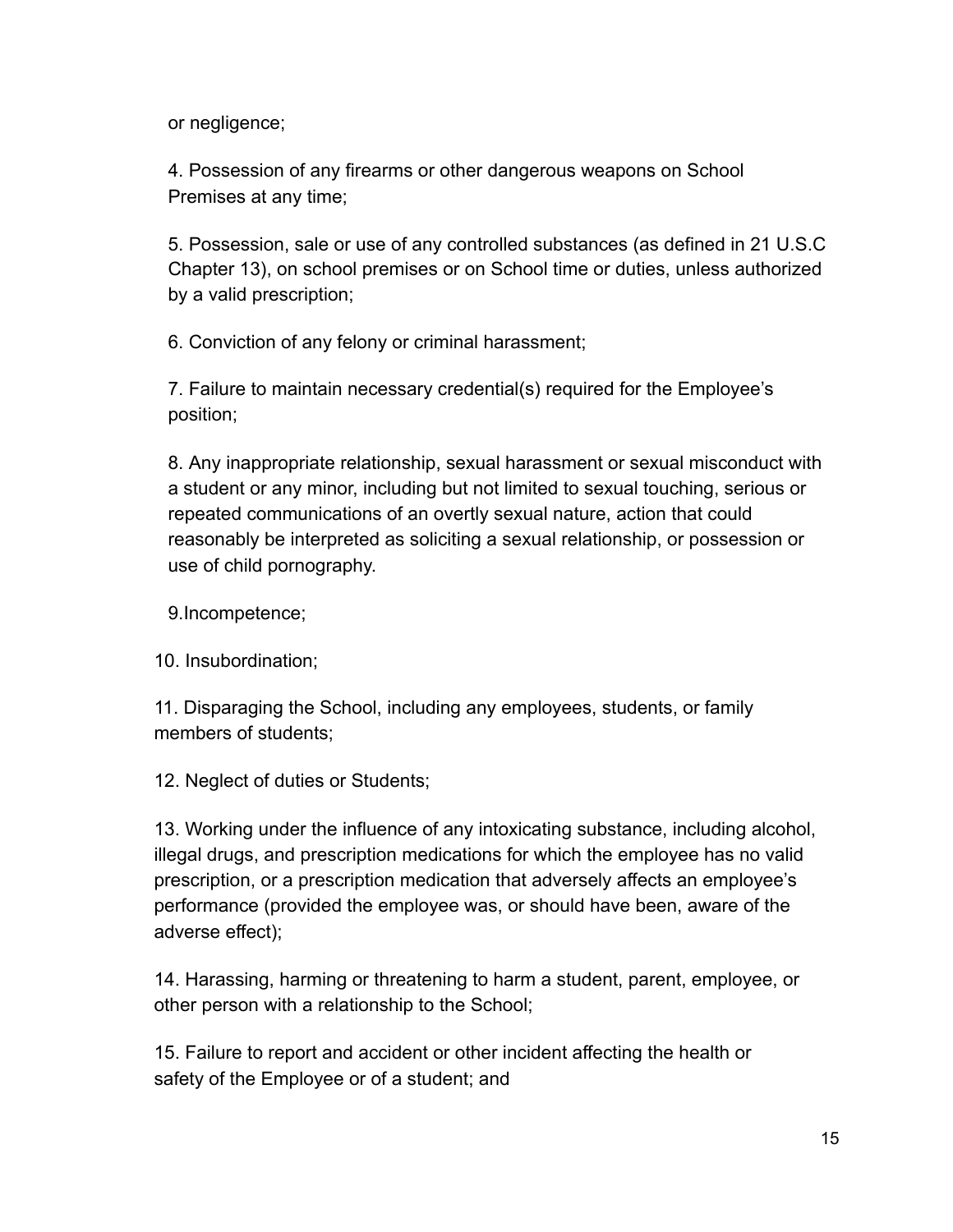or negligence;

4. Possession of any firearms or other dangerous weapons on School Premises at any time;

5. Possession, sale or use of any controlled substances (as defined in 21 U.S.C Chapter 13), on school premises or on School time or duties, unless authorized by a valid prescription;

6. Conviction of any felony or criminal harassment;

7. Failure to maintain necessary credential(s) required for the Employee's position;

8. Any inappropriate relationship, sexual harassment or sexual misconduct with a student or any minor, including but not limited to sexual touching, serious or repeated communications of an overtly sexual nature, action that could reasonably be interpreted as soliciting a sexual relationship, or possession or use of child pornography.

9.Incompetence;

10. Insubordination;

11. Disparaging the School, including any employees, students, or family members of students;

12. Neglect of duties or Students;

13. Working under the influence of any intoxicating substance, including alcohol, illegal drugs, and prescription medications for which the employee has no valid prescription, or a prescription medication that adversely affects an employee's performance (provided the employee was, or should have been, aware of the adverse effect);

14. Harassing, harming or threatening to harm a student, parent, employee, or other person with a relationship to the School;

15. Failure to report and accident or other incident affecting the health or safety of the Employee or of a student; and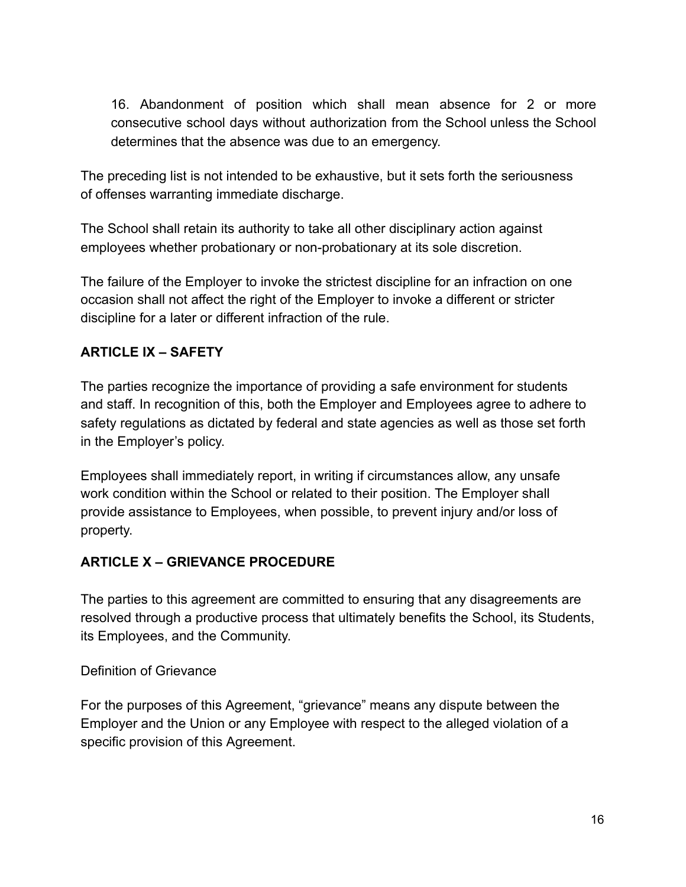16. Abandonment of position which shall mean absence for 2 or more consecutive school days without authorization from the School unless the School determines that the absence was due to an emergency.

The preceding list is not intended to be exhaustive, but it sets forth the seriousness of offenses warranting immediate discharge.

The School shall retain its authority to take all other disciplinary action against employees whether probationary or non-probationary at its sole discretion.

The failure of the Employer to invoke the strictest discipline for an infraction on one occasion shall not affect the right of the Employer to invoke a different or stricter discipline for a later or different infraction of the rule.

## ARTICLE IX – SAFETY

The parties recognize the importance of providing a safe environment for students and staff. In recognition of this, both the Employer and Employees agree to adhere to safety regulations as dictated by federal and state agencies as well as those set forth in the Employer's policy.

Employees shall immediately report, in writing if circumstances allow, any unsafe work condition within the School or related to their position. The Employer shall provide assistance to Employees, when possible, to prevent injury and/or loss of property.

## ARTICLE X – GRIEVANCE PROCEDURE

The parties to this agreement are committed to ensuring that any disagreements are resolved through a productive process that ultimately benefits the School, its Students, its Employees, and the Community.

Definition of Grievance

For the purposes of this Agreement, "grievance" means any dispute between the Employer and the Union or any Employee with respect to the alleged violation of a specific provision of this Agreement.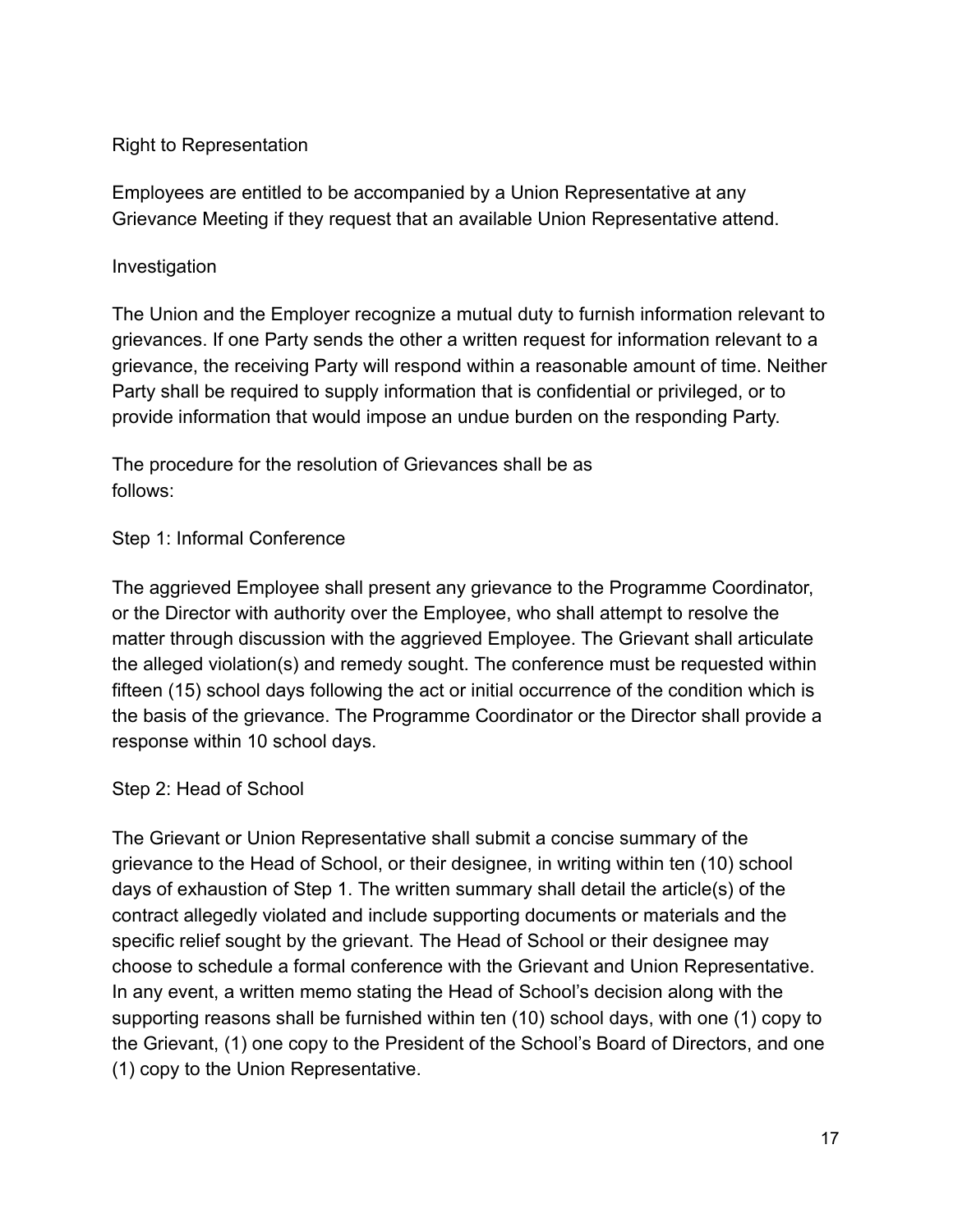### Right to Representation

Employees are entitled to be accompanied by a Union Representative at any Grievance Meeting if they request that an available Union Representative attend.

### Investigation

The Union and the Employer recognize a mutual duty to furnish information relevant to grievances. If one Party sends the other a written request for information relevant to a grievance, the receiving Party will respond within a reasonable amount of time. Neither Party shall be required to supply information that is confidential or privileged, or to provide information that would impose an undue burden on the responding Party.

The procedure for the resolution of Grievances shall be as follows:

### Step 1: Informal Conference

The aggrieved Employee shall present any grievance to the Programme Coordinator, or the Director with authority over the Employee, who shall attempt to resolve the matter through discussion with the aggrieved Employee. The Grievant shall articulate the alleged violation(s) and remedy sought. The conference must be requested within fifteen (15) school days following the act or initial occurrence of the condition which is the basis of the grievance. The Programme Coordinator or the Director shall provide a response within 10 school days.

### Step 2: Head of School

The Grievant or Union Representative shall submit a concise summary of the grievance to the Head of School, or their designee, in writing within ten (10) school days of exhaustion of Step 1. The written summary shall detail the article(s) of the contract allegedly violated and include supporting documents or materials and the specific relief sought by the grievant. The Head of School or their designee may choose to schedule a formal conference with the Grievant and Union Representative. In any event, a written memo stating the Head of School's decision along with the supporting reasons shall be furnished within ten (10) school days, with one (1) copy to the Grievant, (1) one copy to the President of the School's Board of Directors, and one (1) copy to the Union Representative.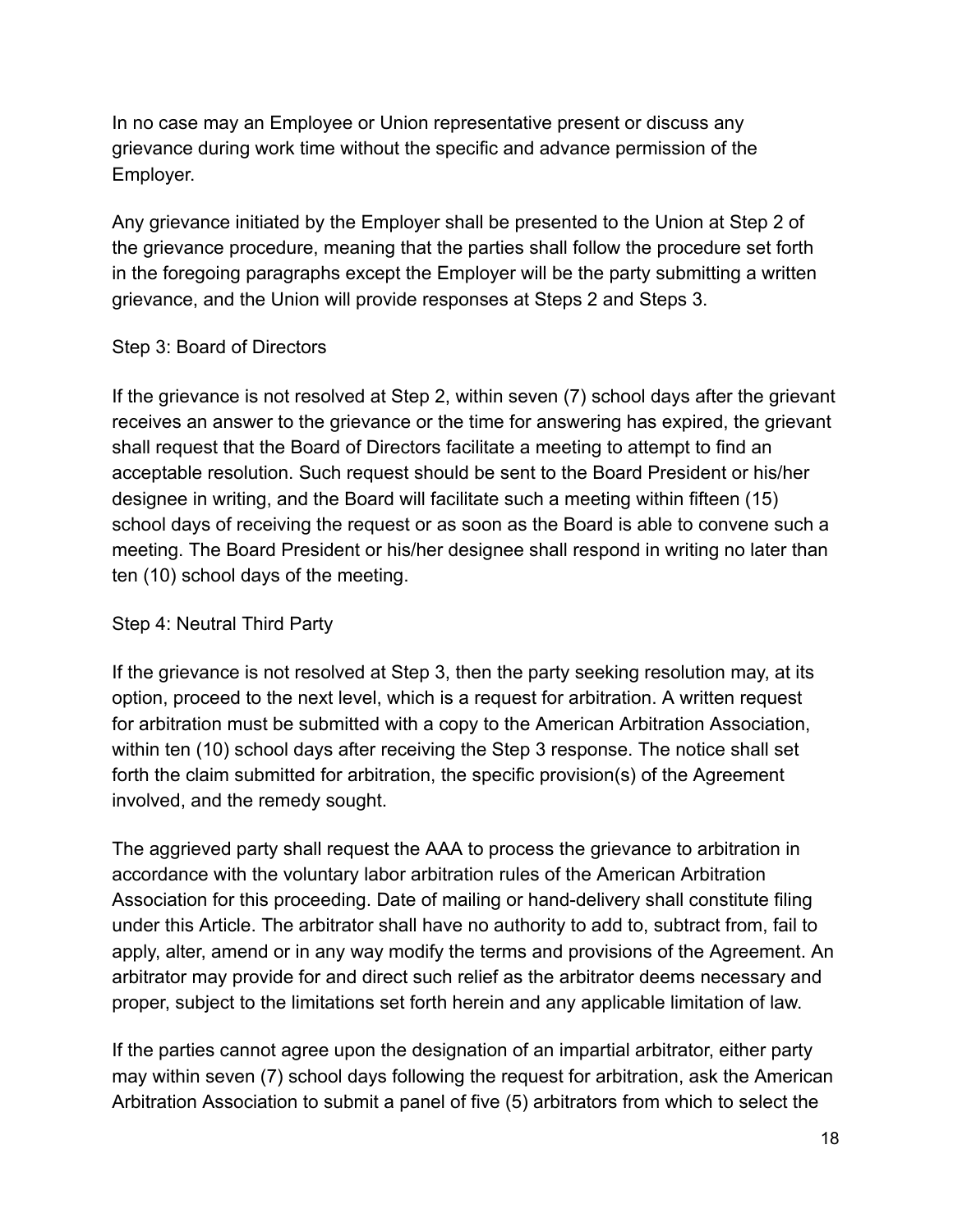In no case may an Employee or Union representative present or discuss any grievance during work time without the specific and advance permission of the Employer.

Any grievance initiated by the Employer shall be presented to the Union at Step 2 of the grievance procedure, meaning that the parties shall follow the procedure set forth in the foregoing paragraphs except the Employer will be the party submitting a written grievance, and the Union will provide responses at Steps 2 and Steps 3.

Step 3: Board of Directors

If the grievance is not resolved at Step 2, within seven (7) school days after the grievant receives an answer to the grievance or the time for answering has expired, the grievant shall request that the Board of Directors facilitate a meeting to attempt to find an acceptable resolution. Such request should be sent to the Board President or his/her designee in writing, and the Board will facilitate such a meeting within fifteen (15) school days of receiving the request or as soon as the Board is able to convene such a meeting. The Board President or his/her designee shall respond in writing no later than ten (10) school days of the meeting.

Step 4: Neutral Third Party

If the grievance is not resolved at Step 3, then the party seeking resolution may, at its option, proceed to the next level, which is a request for arbitration. A written request for arbitration must be submitted with a copy to the American Arbitration Association, within ten (10) school days after receiving the Step 3 response. The notice shall set forth the claim submitted for arbitration, the specific provision(s) of the Agreement involved, and the remedy sought.

The aggrieved party shall request the AAA to process the grievance to arbitration in accordance with the voluntary labor arbitration rules of the American Arbitration Association for this proceeding. Date of mailing or hand-delivery shall constitute filing under this Article. The arbitrator shall have no authority to add to, subtract from, fail to apply, alter, amend or in any way modify the terms and provisions of the Agreement. An arbitrator may provide for and direct such relief as the arbitrator deems necessary and proper, subject to the limitations set forth herein and any applicable limitation of law.

If the parties cannot agree upon the designation of an impartial arbitrator, either party may within seven (7) school days following the request for arbitration, ask the American Arbitration Association to submit a panel of five (5) arbitrators from which to select the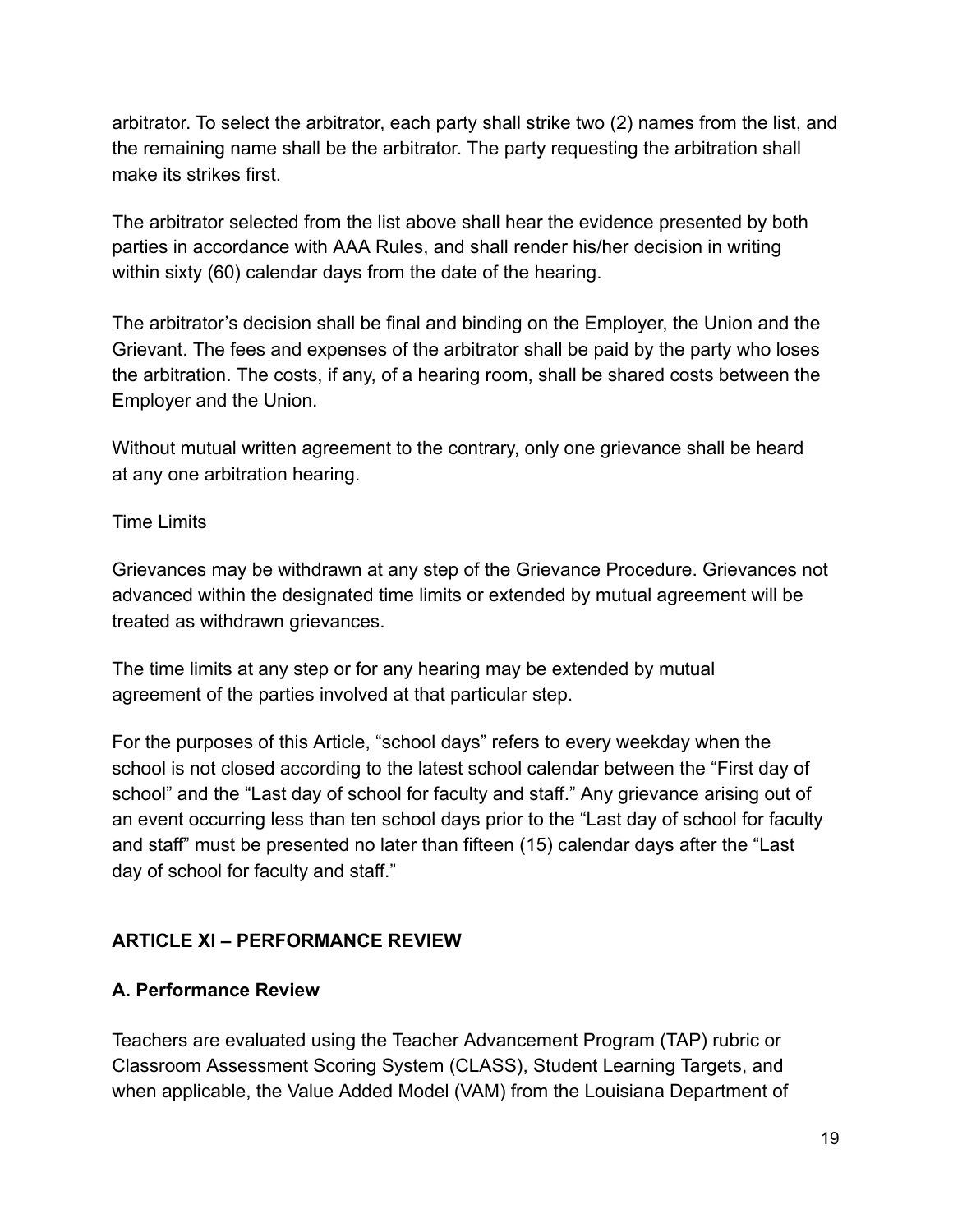arbitrator. To select the arbitrator, each party shall strike two (2) names from the list, and the remaining name shall be the arbitrator. The party requesting the arbitration shall make its strikes first.

The arbitrator selected from the list above shall hear the evidence presented by both parties in accordance with AAA Rules, and shall render his/her decision in writing within sixty (60) calendar days from the date of the hearing.

The arbitrator's decision shall be final and binding on the Employer, the Union and the Grievant. The fees and expenses of the arbitrator shall be paid by the party who loses the arbitration. The costs, if any, of a hearing room, shall be shared costs between the Employer and the Union.

Without mutual written agreement to the contrary, only one grievance shall be heard at any one arbitration hearing.

Time Limits

Grievances may be withdrawn at any step of the Grievance Procedure. Grievances not advanced within the designated time limits or extended by mutual agreement will be treated as withdrawn grievances.

The time limits at any step or for any hearing may be extended by mutual agreement of the parties involved at that particular step.

For the purposes of this Article, "school days" refers to every weekday when the school is not closed according to the latest school calendar between the "First day of school" and the "Last day of school for faculty and staff." Any grievance arising out of an event occurring less than ten school days prior to the "Last day of school for faculty and staff" must be presented no later than fifteen (15) calendar days after the "Last day of school for faculty and staff."

## ARTICLE XI – PERFORMANCE REVIEW

### A. Performance Review

Teachers are evaluated using the Teacher Advancement Program (TAP) rubric or Classroom Assessment Scoring System (CLASS), Student Learning Targets, and when applicable, the Value Added Model (VAM) from the Louisiana Department of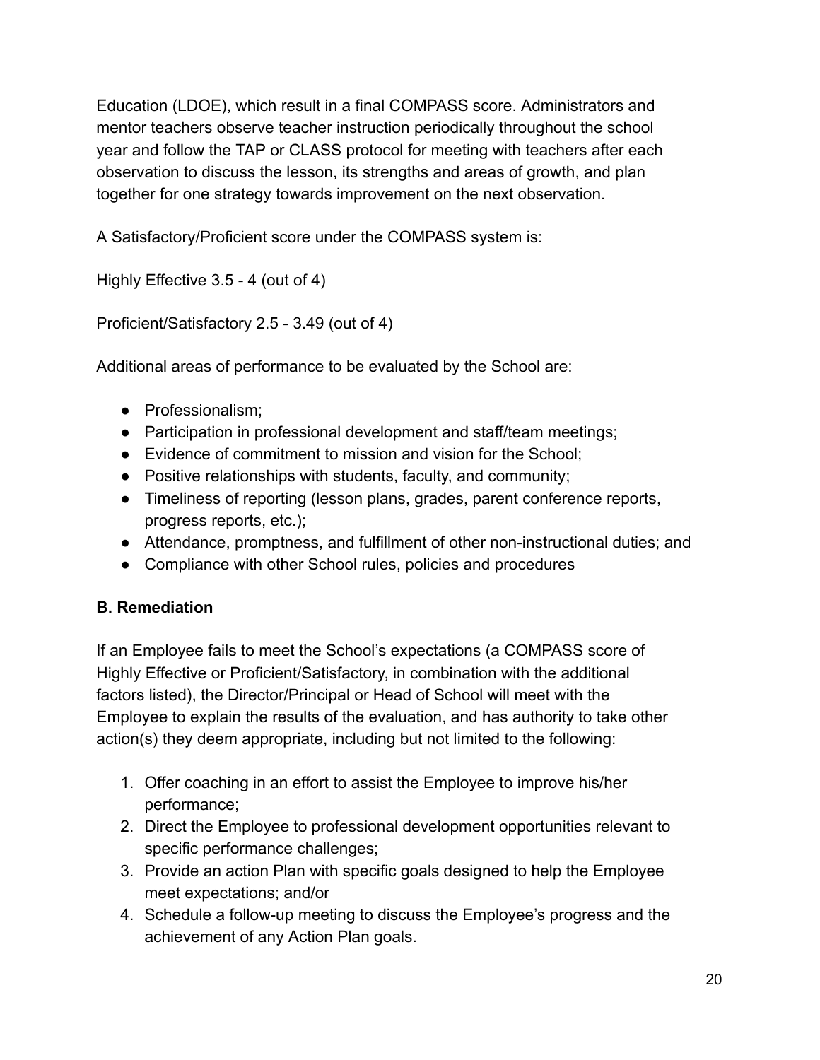Education (LDOE), which result in a final COMPASS score. Administrators and mentor teachers observe teacher instruction periodically throughout the school year and follow the TAP or CLASS protocol for meeting with teachers after each observation to discuss the lesson, its strengths and areas of growth, and plan together for one strategy towards improvement on the next observation.

A Satisfactory/Proficient score under the COMPASS system is:

Highly Effective 3.5 - 4 (out of 4)

Proficient/Satisfactory 2.5 - 3.49 (out of 4)

Additional areas of performance to be evaluated by the School are:

- Professionalism;
- Participation in professional development and staff/team meetings;
- Evidence of commitment to mission and vision for the School;
- Positive relationships with students, faculty, and community;
- Timeliness of reporting (lesson plans, grades, parent conference reports, progress reports, etc.);
- Attendance, promptness, and fulfillment of other non-instructional duties; and
- Compliance with other School rules, policies and procedures

**B. Remediation**

If an Employee fails to meet the School's expectations (a COMPASS score of Highly Effective or Proficient/Satisfactory, in combination with the additional factors listed), the Director/Principal or Head of School will meet with the Employee to explain the results of the evaluation, and has authority to take other action(s) they deem appropriate, including but not limited to the following:

1. Offer coaching in an effort to assist the Employee to improve his/her performance;
2. Direct the Employee to professional development opportunities relevant to specific performance challenges;
3. Provide an action Plan with specific goals designed to help the Employee meet expectations; and/or
4. Schedule a follow-up meeting to discuss the Employee's progress and the achievement of any Action Plan goals.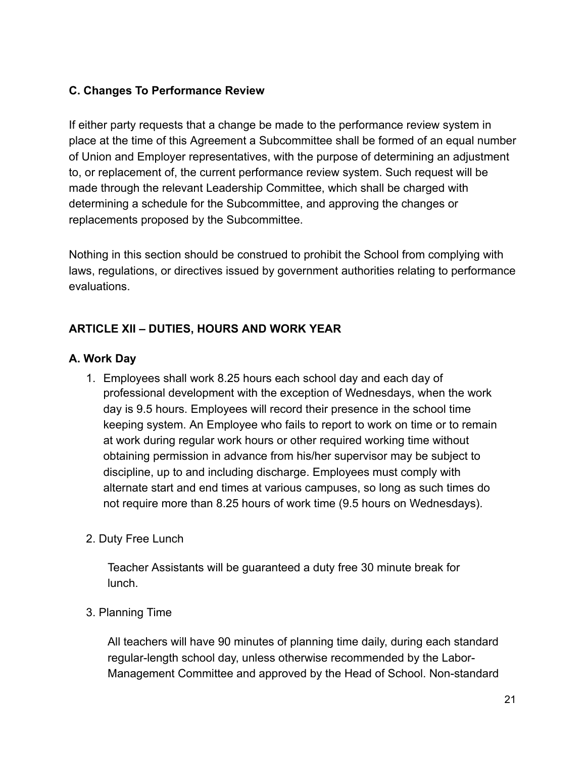### C. Changes To Performance Review

If either party requests that a change be made to the performance review system in place at the time of this Agreement a Subcommittee shall be formed of an equal number of Union and Employer representatives, with the purpose of determining an adjustment to, or replacement of, the current performance review system. Such request will be made through the relevant Leadership Committee, which shall be charged with determining a schedule for the Subcommittee, and approving the changes or replacements proposed by the Subcommittee.

Nothing in this section should be construed to prohibit the School from complying with laws, regulations, or directives issued by government authorities relating to performance evaluations.

## ARTICLE XII – DUTIES, HOURS AND WORK YEAR

### A. Work Day

1. Employees shall work 8.25 hours each school day and each day of professional development with the exception of Wednesdays, when the work day is 9.5 hours. Employees will record their presence in the school time keeping system. An Employee who fails to report to work on time or to remain at work during regular work hours or other required working time without obtaining permission in advance from his/her supervisor may be subject to discipline, up to and including discharge. Employees must comply with alternate start and end times at various campuses, so long as such times do not require more than 8.25 hours of work time (9.5 hours on Wednesdays).

2. Duty Free Lunch

   Teacher Assistants will be guaranteed a duty free 30 minute break for lunch.

3. Planning Time

   All teachers will have 90 minutes of planning time daily, during each standard regular-length school day, unless otherwise recommended by the Labor-Management Committee and approved by the Head of School. Non-standard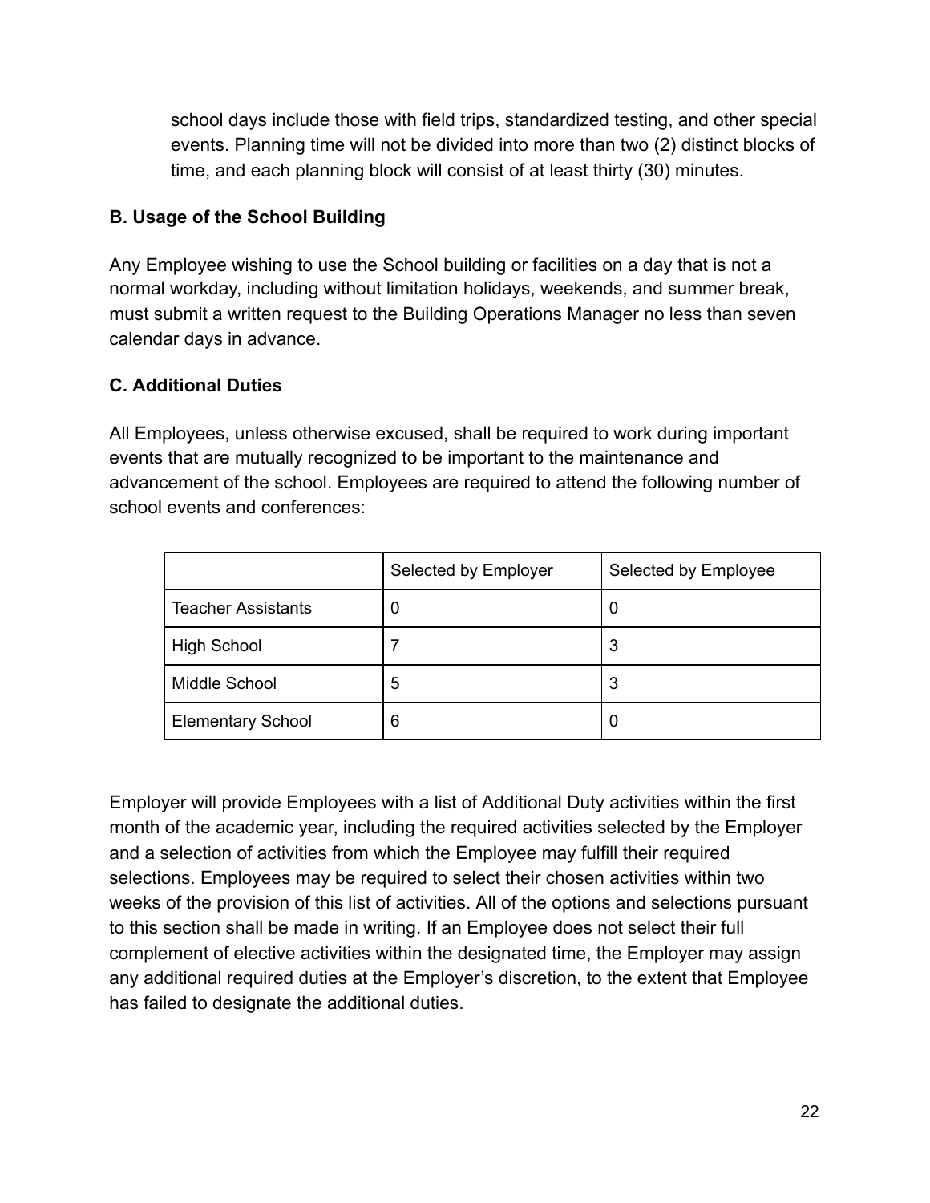school days include those with field trips, standardized testing, and other special events. Planning time will not be divided into more than two (2) distinct blocks of time, and each planning block will consist of at least thirty (30) minutes.

### B. Usage of the School Building

Any Employee wishing to use the School building or facilities on a day that is not a normal workday, including without limitation holidays, weekends, and summer break, must submit a written request to the Building Operations Manager no less than seven calendar days in advance.

### C. Additional Duties

All Employees, unless otherwise excused, shall be required to work during important events that are mutually recognized to be important to the maintenance and advancement of the school. Employees are required to attend the following number of school events and conferences:

| | Selected by Employer | Selected by Employee |
|---|---|---|
| Teacher Assistants | 0 | 0 |
| High School | 7 | 3 |
| Middle School | 5 | 3 |
| Elementary School | 6 | 0 |

Employer will provide Employees with a list of Additional Duty activities within the first month of the academic year, including the required activities selected by the Employer and a selection of activities from which the Employee may fulfill their required selections. Employees may be required to select their chosen activities within two weeks of the provision of this list of activities. All of the options and selections pursuant to this section shall be made in writing. If an Employee does not select their full complement of elective activities within the designated time, the Employer may assign any additional required duties at the Employer's discretion, to the extent that Employee has failed to designate the additional duties.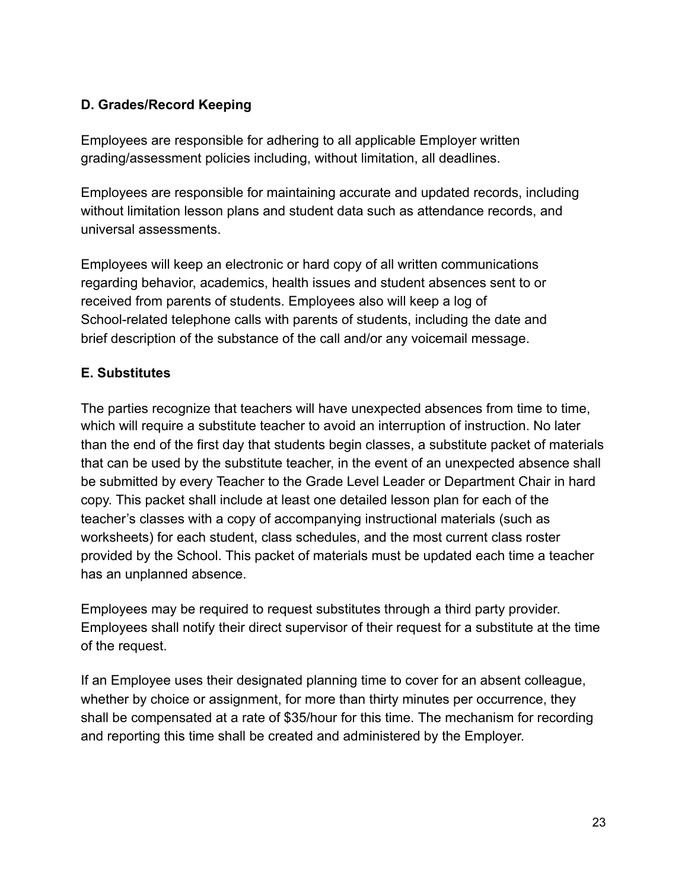### D. Grades/Record Keeping

Employees are responsible for adhering to all applicable Employer written grading/assessment policies including, without limitation, all deadlines.

Employees are responsible for maintaining accurate and updated records, including without limitation lesson plans and student data such as attendance records, and universal assessments.

Employees will keep an electronic or hard copy of all written communications regarding behavior, academics, health issues and student absences sent to or received from parents of students. Employees also will keep a log of School-related telephone calls with parents of students, including the date and brief description of the substance of the call and/or any voicemail message.

### E. Substitutes

The parties recognize that teachers will have unexpected absences from time to time, which will require a substitute teacher to avoid an interruption of instruction. No later than the end of the first day that students begin classes, a substitute packet of materials that can be used by the substitute teacher, in the event of an unexpected absence shall be submitted by every Teacher to the Grade Level Leader or Department Chair in hard copy. This packet shall include at least one detailed lesson plan for each of the teacher's classes with a copy of accompanying instructional materials (such as worksheets) for each student, class schedules, and the most current class roster provided by the School. This packet of materials must be updated each time a teacher has an unplanned absence.

Employees may be required to request substitutes through a third party provider. Employees shall notify their direct supervisor of their request for a substitute at the time of the request.

If an Employee uses their designated planning time to cover for an absent colleague, whether by choice or assignment, for more than thirty minutes per occurrence, they shall be compensated at a rate of $35/hour for this time. The mechanism for recording and reporting this time shall be created and administered by the Employer.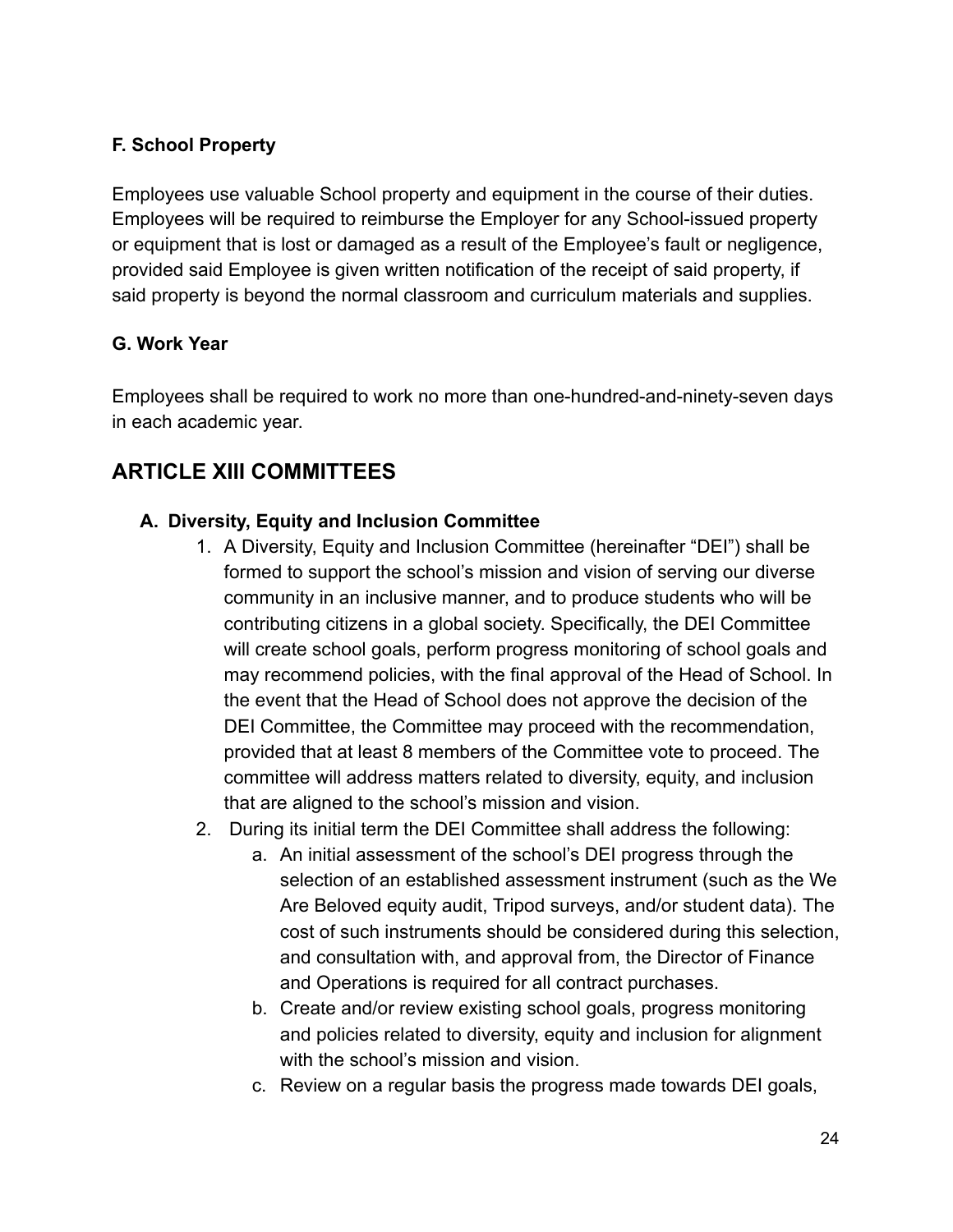### F. School Property

Employees use valuable School property and equipment in the course of their duties. Employees will be required to reimburse the Employer for any School-issued property or equipment that is lost or damaged as a result of the Employee's fault or negligence, provided said Employee is given written notification of the receipt of said property, if said property is beyond the normal classroom and curriculum materials and supplies.

### G. Work Year

Employees shall be required to work no more than one-hundred-and-ninety-seven days in each academic year.

## ARTICLE XIII COMMITTEES

### A. Diversity, Equity and Inclusion Committee

1. A Diversity, Equity and Inclusion Committee (hereinafter "DEI") shall be formed to support the school's mission and vision of serving our diverse community in an inclusive manner, and to produce students who will be contributing citizens in a global society. Specifically, the DEI Committee will create school goals, perform progress monitoring of school goals and may recommend policies, with the final approval of the Head of School. In the event that the Head of School does not approve the decision of the DEI Committee, the Committee may proceed with the recommendation, provided that at least 8 members of the Committee vote to proceed. The committee will address matters related to diversity, equity, and inclusion that are aligned to the school's mission and vision.
2. During its initial term the DEI Committee shall address the following:
   a. An initial assessment of the school's DEI progress through the selection of an established assessment instrument (such as the We Are Beloved equity audit, Tripod surveys, and/or student data). The cost of such instruments should be considered during this selection, and consultation with, and approval from, the Director of Finance and Operations is required for all contract purchases.
   b. Create and/or review existing school goals, progress monitoring and policies related to diversity, equity and inclusion for alignment with the school's mission and vision.
   c. Review on a regular basis the progress made towards DEI goals,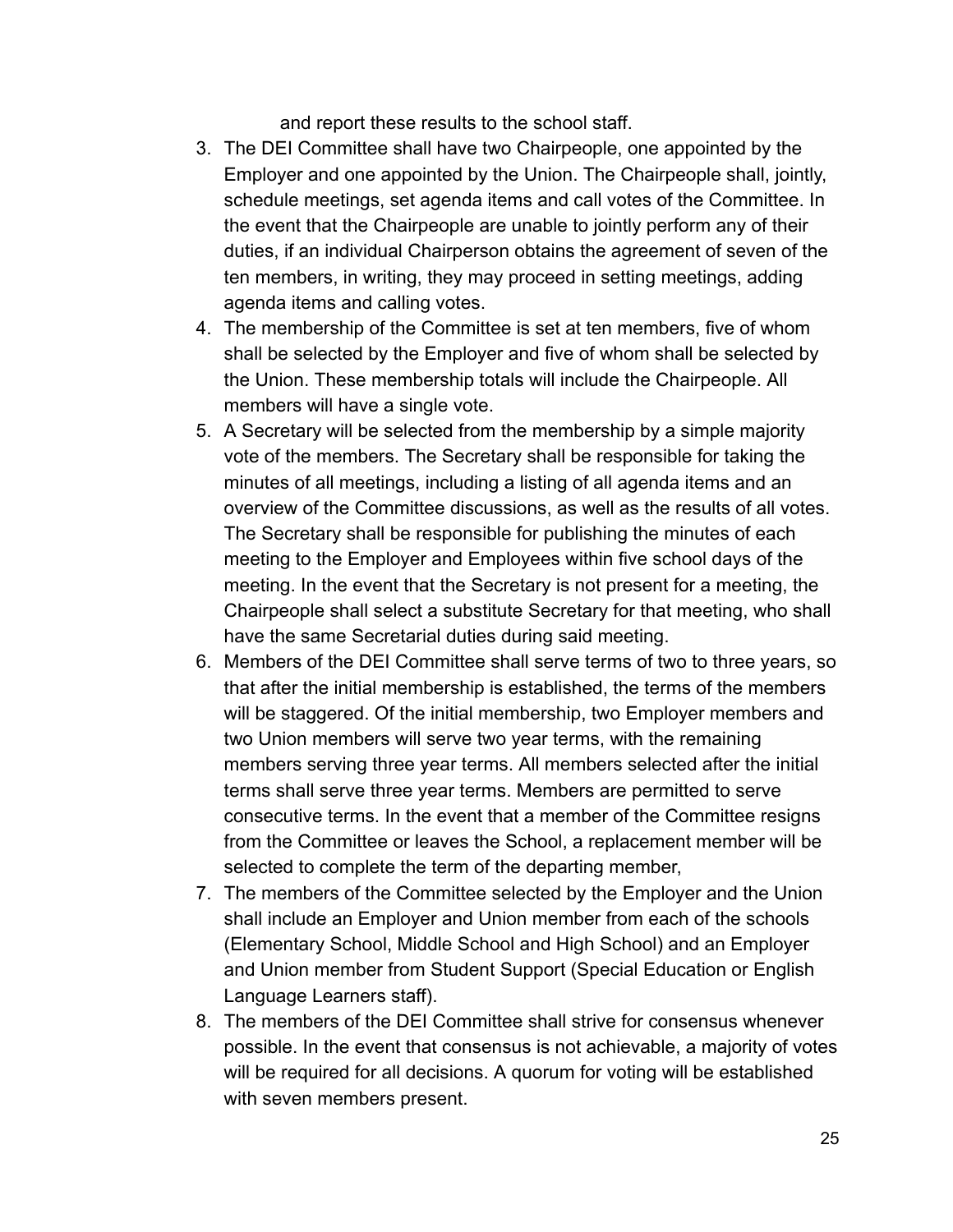and report these results to the school staff.

3. The DEI Committee shall have two Chairpeople, one appointed by the Employer and one appointed by the Union. The Chairpeople shall, jointly, schedule meetings, set agenda items and call votes of the Committee. In the event that the Chairpeople are unable to jointly perform any of their duties, if an individual Chairperson obtains the agreement of seven of the ten members, in writing, they may proceed in setting meetings, adding agenda items and calling votes.
4. The membership of the Committee is set at ten members, five of whom shall be selected by the Employer and five of whom shall be selected by the Union. These membership totals will include the Chairpeople. All members will have a single vote.
5. A Secretary will be selected from the membership by a simple majority vote of the members. The Secretary shall be responsible for taking the minutes of all meetings, including a listing of all agenda items and an overview of the Committee discussions, as well as the results of all votes. The Secretary shall be responsible for publishing the minutes of each meeting to the Employer and Employees within five school days of the meeting. In the event that the Secretary is not present for a meeting, the Chairpeople shall select a substitute Secretary for that meeting, who shall have the same Secretarial duties during said meeting.
6. Members of the DEI Committee shall serve terms of two to three years, so that after the initial membership is established, the terms of the members will be staggered. Of the initial membership, two Employer members and two Union members will serve two year terms, with the remaining members serving three year terms. All members selected after the initial terms shall serve three year terms. Members are permitted to serve consecutive terms. In the event that a member of the Committee resigns from the Committee or leaves the School, a replacement member will be selected to complete the term of the departing member,
7. The members of the Committee selected by the Employer and the Union shall include an Employer and Union member from each of the schools (Elementary School, Middle School and High School) and an Employer and Union member from Student Support (Special Education or English Language Learners staff).
8. The members of the DEI Committee shall strive for consensus whenever possible. In the event that consensus is not achievable, a majority of votes will be required for all decisions. A quorum for voting will be established with seven members present.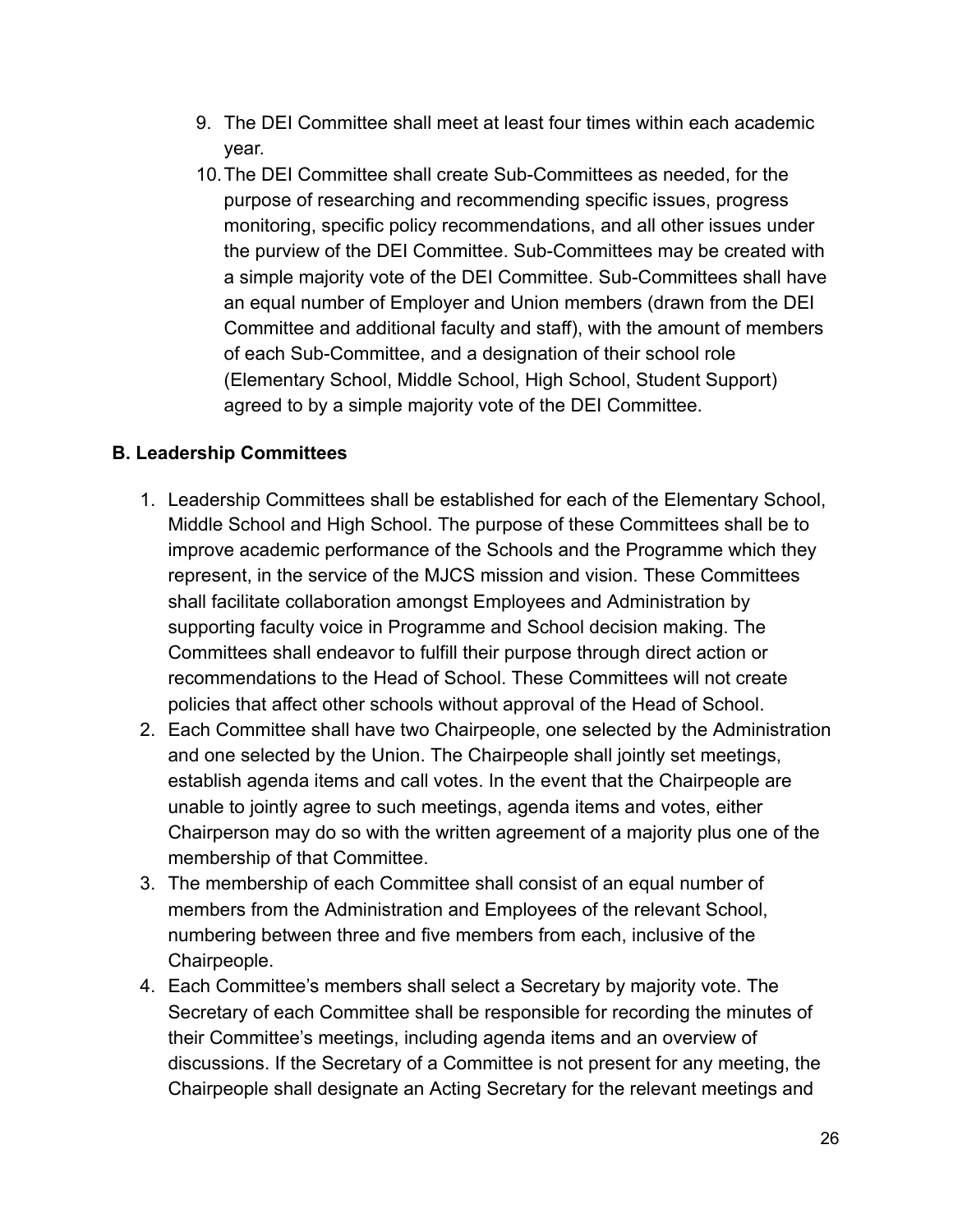9. The DEI Committee shall meet at least four times within each academic year.
10. The DEI Committee shall create Sub-Committees as needed, for the purpose of researching and recommending specific issues, progress monitoring, specific policy recommendations, and all other issues under the purview of the DEI Committee. Sub-Committees may be created with a simple majority vote of the DEI Committee. Sub-Committees shall have an equal number of Employer and Union members (drawn from the DEI Committee and additional faculty and staff), with the amount of members of each Sub-Committee, and a designation of their school role (Elementary School, Middle School, High School, Student Support) agreed to by a simple majority vote of the DEI Committee.

### B. Leadership Committees

1. Leadership Committees shall be established for each of the Elementary School, Middle School and High School. The purpose of these Committees shall be to improve academic performance of the Schools and the Programme which they represent, in the service of the MJCS mission and vision. These Committees shall facilitate collaboration amongst Employees and Administration by supporting faculty voice in Programme and School decision making. The Committees shall endeavor to fulfill their purpose through direct action or recommendations to the Head of School. These Committees will not create policies that affect other schools without approval of the Head of School.
2. Each Committee shall have two Chairpeople, one selected by the Administration and one selected by the Union. The Chairpeople shall jointly set meetings, establish agenda items and call votes. In the event that the Chairpeople are unable to jointly agree to such meetings, agenda items and votes, either Chairperson may do so with the written agreement of a majority plus one of the membership of that Committee.
3. The membership of each Committee shall consist of an equal number of members from the Administration and Employees of the relevant School, numbering between three and five members from each, inclusive of the Chairpeople.
4. Each Committee's members shall select a Secretary by majority vote. The Secretary of each Committee shall be responsible for recording the minutes of their Committee's meetings, including agenda items and an overview of discussions. If the Secretary of a Committee is not present for any meeting, the Chairpeople shall designate an Acting Secretary for the relevant meetings and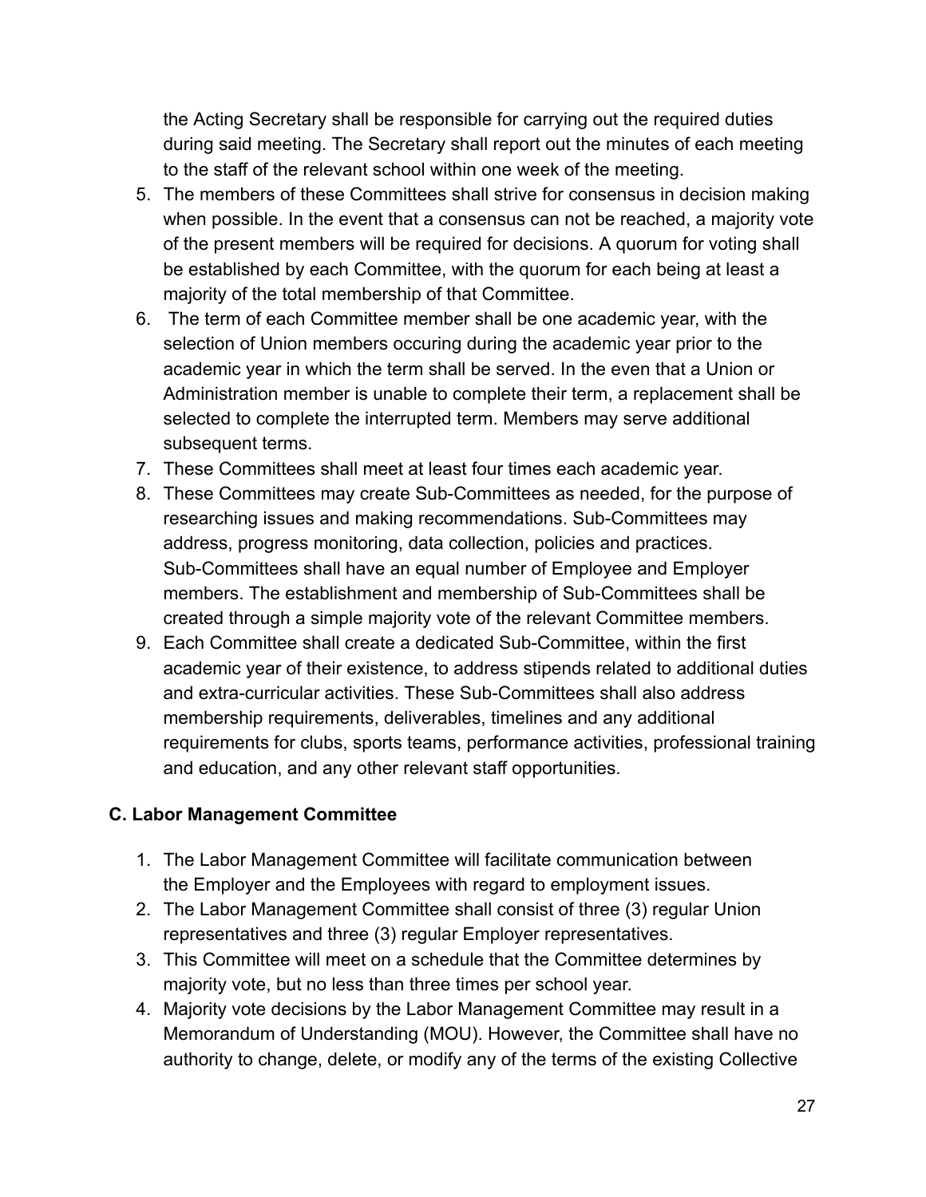the Acting Secretary shall be responsible for carrying out the required duties during said meeting. The Secretary shall report out the minutes of each meeting to the staff of the relevant school within one week of the meeting.

5. The members of these Committees shall strive for consensus in decision making when possible. In the event that a consensus can not be reached, a majority vote of the present members will be required for decisions. A quorum for voting shall be established by each Committee, with the quorum for each being at least a majority of the total membership of that Committee.
6. The term of each Committee member shall be one academic year, with the selection of Union members occuring during the academic year prior to the academic year in which the term shall be served. In the even that a Union or Administration member is unable to complete their term, a replacement shall be selected to complete the interrupted term. Members may serve additional subsequent terms.
7. These Committees shall meet at least four times each academic year.
8. These Committees may create Sub-Committees as needed, for the purpose of researching issues and making recommendations. Sub-Committees may address, progress monitoring, data collection, policies and practices. Sub-Committees shall have an equal number of Employee and Employer members. The establishment and membership of Sub-Committees shall be created through a simple majority vote of the relevant Committee members.
9. Each Committee shall create a dedicated Sub-Committee, within the first academic year of their existence, to address stipends related to additional duties and extra-curricular activities. These Sub-Committees shall also address membership requirements, deliverables, timelines and any additional requirements for clubs, sports teams, performance activities, professional training and education, and any other relevant staff opportunities.

### C. Labor Management Committee

1. The Labor Management Committee will facilitate communication between the Employer and the Employees with regard to employment issues.
2. The Labor Management Committee shall consist of three (3) regular Union representatives and three (3) regular Employer representatives.
3. This Committee will meet on a schedule that the Committee determines by majority vote, but no less than three times per school year.
4. Majority vote decisions by the Labor Management Committee may result in a Memorandum of Understanding (MOU). However, the Committee shall have no authority to change, delete, or modify any of the terms of the existing Collective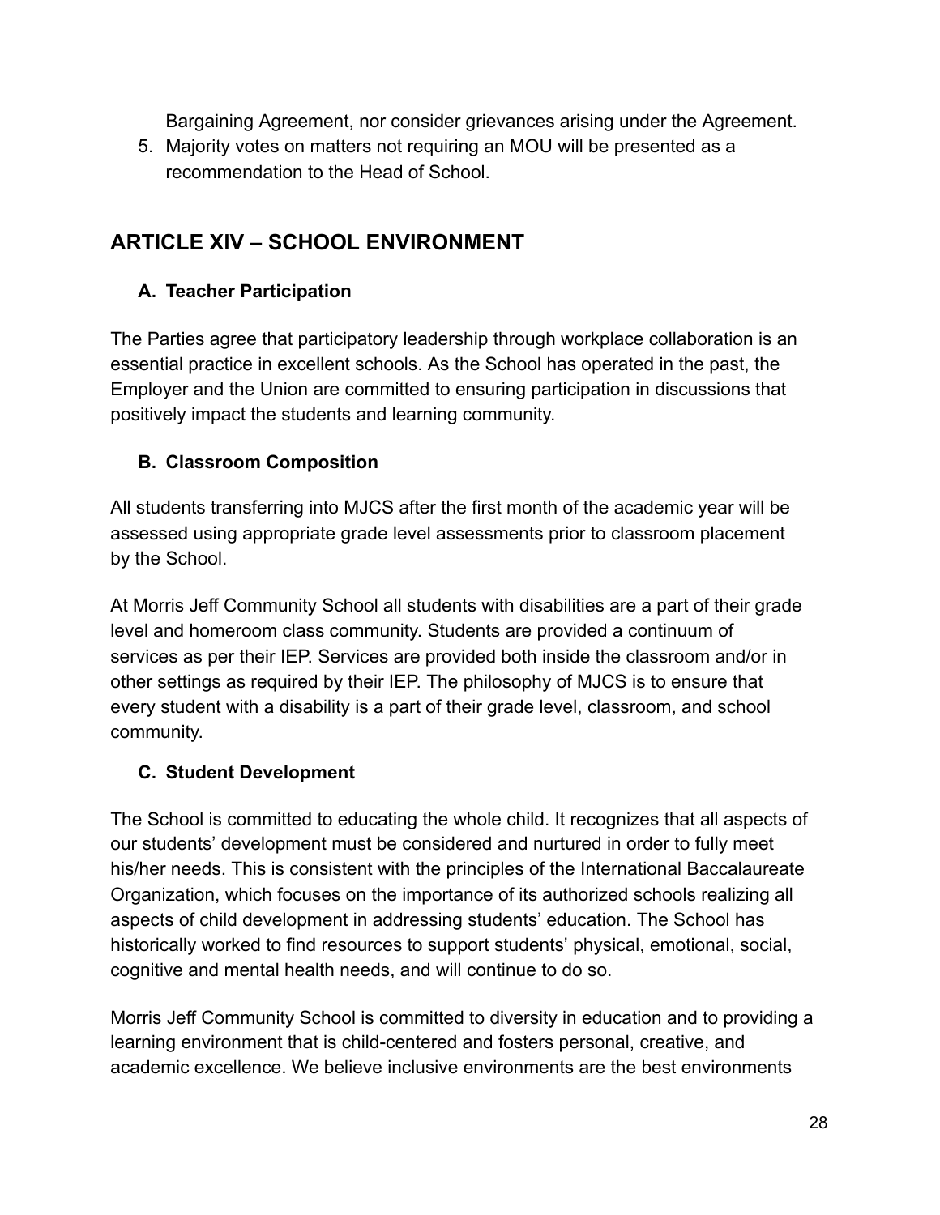Bargaining Agreement, nor consider grievances arising under the Agreement.

5. Majority votes on matters not requiring an MOU will be presented as a recommendation to the Head of School.

## ARTICLE XIV – SCHOOL ENVIRONMENT

### A. Teacher Participation

The Parties agree that participatory leadership through workplace collaboration is an essential practice in excellent schools. As the School has operated in the past, the Employer and the Union are committed to ensuring participation in discussions that positively impact the students and learning community.

### B. Classroom Composition

All students transferring into MJCS after the first month of the academic year will be assessed using appropriate grade level assessments prior to classroom placement by the School.

At Morris Jeff Community School all students with disabilities are a part of their grade level and homeroom class community. Students are provided a continuum of services as per their IEP. Services are provided both inside the classroom and/or in other settings as required by their IEP. The philosophy of MJCS is to ensure that every student with a disability is a part of their grade level, classroom, and school community.

### C. Student Development

The School is committed to educating the whole child. It recognizes that all aspects of our students' development must be considered and nurtured in order to fully meet his/her needs. This is consistent with the principles of the International Baccalaureate Organization, which focuses on the importance of its authorized schools realizing all aspects of child development in addressing students' education. The School has historically worked to find resources to support students' physical, emotional, social, cognitive and mental health needs, and will continue to do so.

Morris Jeff Community School is committed to diversity in education and to providing a learning environment that is child-centered and fosters personal, creative, and academic excellence. We believe inclusive environments are the best environments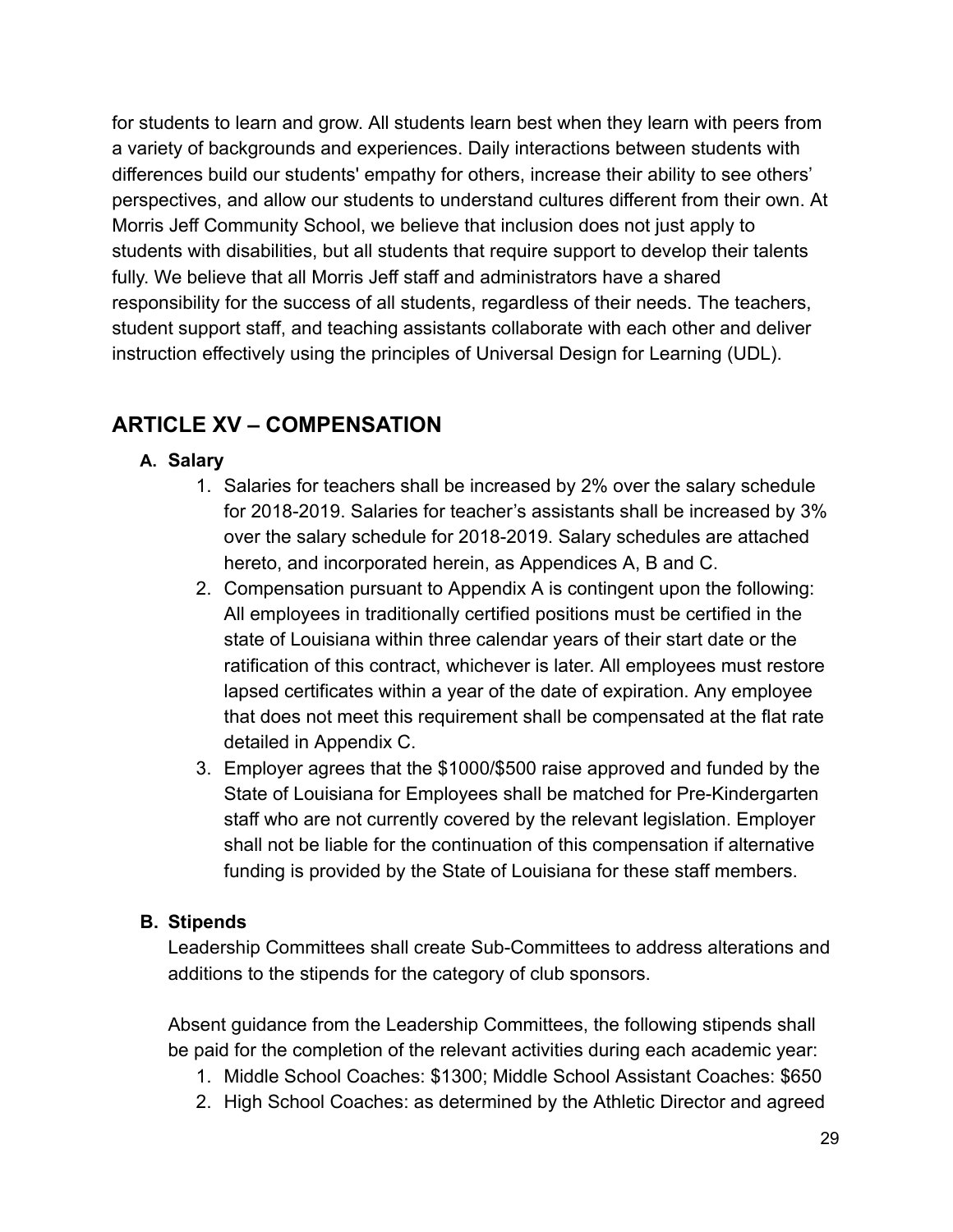for students to learn and grow. All students learn best when they learn with peers from a variety of backgrounds and experiences. Daily interactions between students with differences build our students' empathy for others, increase their ability to see others' perspectives, and allow our students to understand cultures different from their own. At Morris Jeff Community School, we believe that inclusion does not just apply to students with disabilities, but all students that require support to develop their talents fully. We believe that all Morris Jeff staff and administrators have a shared responsibility for the success of all students, regardless of their needs. The teachers, student support staff, and teaching assistants collaborate with each other and deliver instruction effectively using the principles of Universal Design for Learning (UDL).

## ARTICLE XV – COMPENSATION

**A. Salary**

1. Salaries for teachers shall be increased by 2% over the salary schedule for 2018-2019. Salaries for teacher's assistants shall be increased by 3% over the salary schedule for 2018-2019. Salary schedules are attached hereto, and incorporated herein, as Appendices A, B and C.
2. Compensation pursuant to Appendix A is contingent upon the following: All employees in traditionally certified positions must be certified in the state of Louisiana within three calendar years of their start date or the ratification of this contract, whichever is later. All employees must restore lapsed certificates within a year of the date of expiration. Any employee that does not meet this requirement shall be compensated at the flat rate detailed in Appendix C.
3. Employer agrees that the $1000/$500 raise approved and funded by the State of Louisiana for Employees shall be matched for Pre-Kindergarten staff who are not currently covered by the relevant legislation. Employer shall not be liable for the continuation of this compensation if alternative funding is provided by the State of Louisiana for these staff members.

**B. Stipends**

Leadership Committees shall create Sub-Committees to address alterations and additions to the stipends for the category of club sponsors.

Absent guidance from the Leadership Committees, the following stipends shall be paid for the completion of the relevant activities during each academic year:

1. Middle School Coaches: $1300; Middle School Assistant Coaches: $650
2. High School Coaches: as determined by the Athletic Director and agreed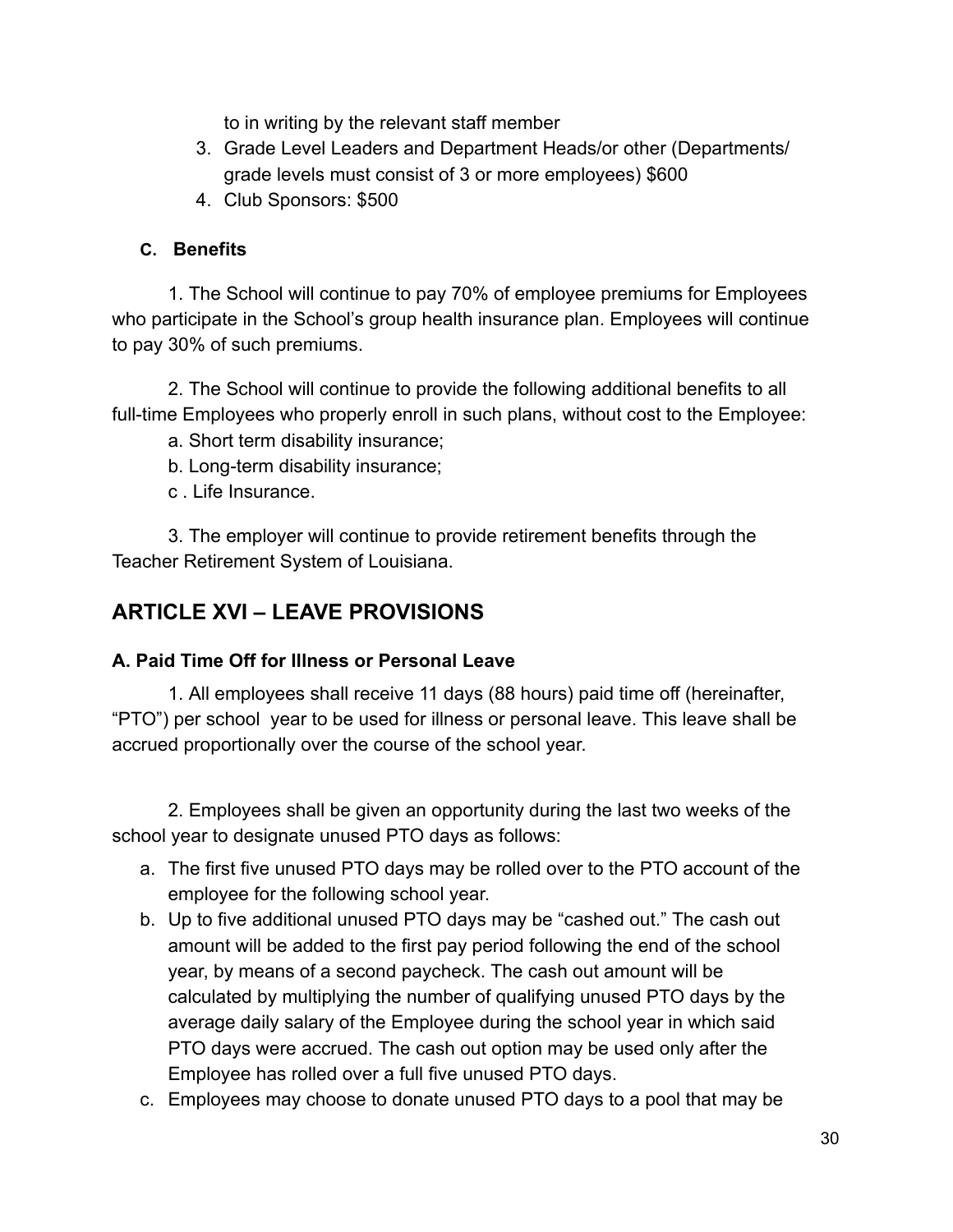to in writing by the relevant staff member

3. Grade Level Leaders and Department Heads/or other (Departments/ grade levels must consist of 3 or more employees) $600
4. Club Sponsors: $500

### C. Benefits

1. The School will continue to pay 70% of employee premiums for Employees who participate in the School's group health insurance plan. Employees will continue to pay 30% of such premiums.

2. The School will continue to provide the following additional benefits to all full-time Employees who properly enroll in such plans, without cost to the Employee:

a. Short term disability insurance;
b. Long-term disability insurance;
c . Life Insurance.

3. The employer will continue to provide retirement benefits through the Teacher Retirement System of Louisiana.

## ARTICLE XVI – LEAVE PROVISIONS

### A. Paid Time Off for Illness or Personal Leave

1. All employees shall receive 11 days (88 hours) paid time off (hereinafter, "PTO") per school year to be used for illness or personal leave. This leave shall be accrued proportionally over the course of the school year.

2. Employees shall be given an opportunity during the last two weeks of the school year to designate unused PTO days as follows:

a. The first five unused PTO days may be rolled over to the PTO account of the employee for the following school year.
b. Up to five additional unused PTO days may be "cashed out." The cash out amount will be added to the first pay period following the end of the school year, by means of a second paycheck. The cash out amount will be calculated by multiplying the number of qualifying unused PTO days by the average daily salary of the Employee during the school year in which said PTO days were accrued. The cash out option may be used only after the Employee has rolled over a full five unused PTO days.
c. Employees may choose to donate unused PTO days to a pool that may be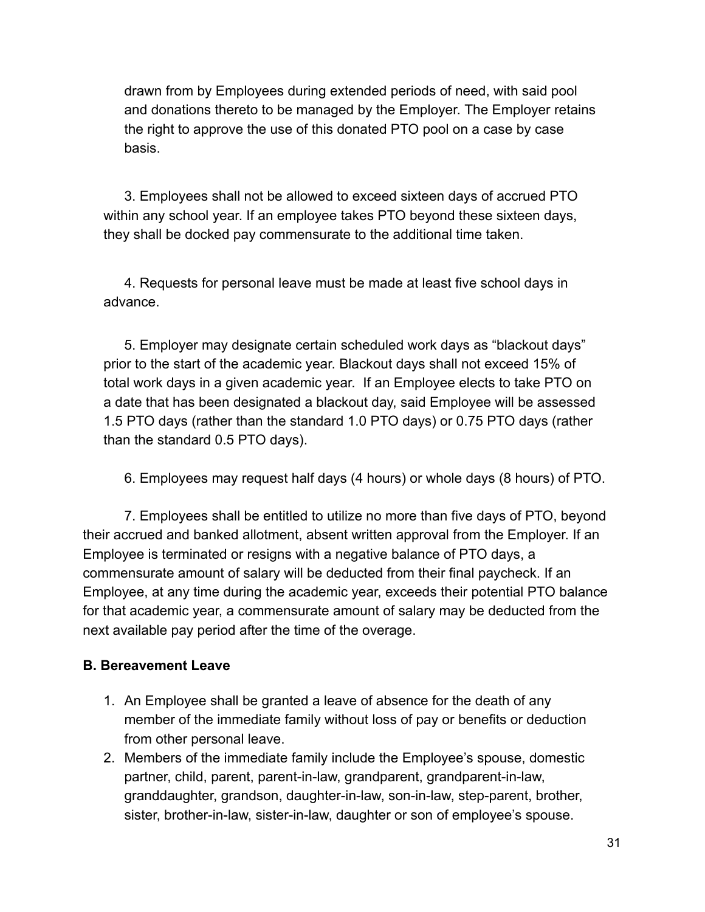drawn from by Employees during extended periods of need, with said pool and donations thereto to be managed by the Employer. The Employer retains the right to approve the use of this donated PTO pool on a case by case basis.

3. Employees shall not be allowed to exceed sixteen days of accrued PTO within any school year. If an employee takes PTO beyond these sixteen days, they shall be docked pay commensurate to the additional time taken.

4. Requests for personal leave must be made at least five school days in advance.

5. Employer may designate certain scheduled work days as "blackout days" prior to the start of the academic year. Blackout days shall not exceed 15% of total work days in a given academic year. If an Employee elects to take PTO on a date that has been designated a blackout day, said Employee will be assessed 1.5 PTO days (rather than the standard 1.0 PTO days) or 0.75 PTO days (rather than the standard 0.5 PTO days).

6. Employees may request half days (4 hours) or whole days (8 hours) of PTO.

7. Employees shall be entitled to utilize no more than five days of PTO, beyond their accrued and banked allotment, absent written approval from the Employer. If an Employee is terminated or resigns with a negative balance of PTO days, a commensurate amount of salary will be deducted from their final paycheck. If an Employee, at any time during the academic year, exceeds their potential PTO balance for that academic year, a commensurate amount of salary may be deducted from the next available pay period after the time of the overage.

**B. Bereavement Leave**

1. An Employee shall be granted a leave of absence for the death of any member of the immediate family without loss of pay or benefits or deduction from other personal leave.
2. Members of the immediate family include the Employee's spouse, domestic partner, child, parent, parent-in-law, grandparent, grandparent-in-law, granddaughter, grandson, daughter-in-law, son-in-law, step-parent, brother, sister, brother-in-law, sister-in-law, daughter or son of employee's spouse.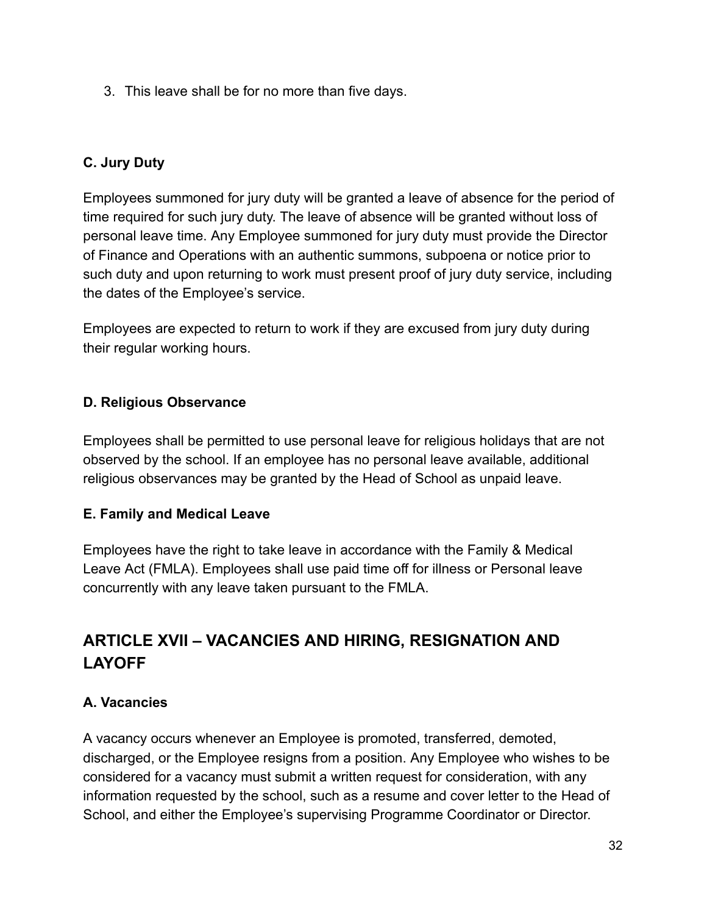3. This leave shall be for no more than five days.

### C. Jury Duty

Employees summoned for jury duty will be granted a leave of absence for the period of time required for such jury duty. The leave of absence will be granted without loss of personal leave time. Any Employee summoned for jury duty must provide the Director of Finance and Operations with an authentic summons, subpoena or notice prior to such duty and upon returning to work must present proof of jury duty service, including the dates of the Employee's service.

Employees are expected to return to work if they are excused from jury duty during their regular working hours.

### D. Religious Observance

Employees shall be permitted to use personal leave for religious holidays that are not observed by the school. If an employee has no personal leave available, additional religious observances may be granted by the Head of School as unpaid leave.

### E. Family and Medical Leave

Employees have the right to take leave in accordance with the Family & Medical Leave Act (FMLA). Employees shall use paid time off for illness or Personal leave concurrently with any leave taken pursuant to the FMLA.

## ARTICLE XVII – VACANCIES AND HIRING, RESIGNATION AND LAYOFF

### A. Vacancies

A vacancy occurs whenever an Employee is promoted, transferred, demoted, discharged, or the Employee resigns from a position. Any Employee who wishes to be considered for a vacancy must submit a written request for consideration, with any information requested by the school, such as a resume and cover letter to the Head of School, and either the Employee's supervising Programme Coordinator or Director.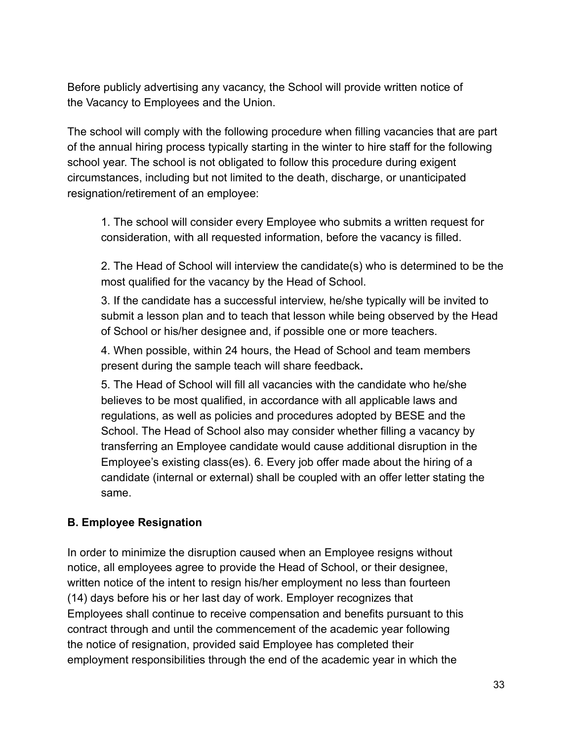Before publicly advertising any vacancy, the School will provide written notice of the Vacancy to Employees and the Union.

The school will comply with the following procedure when filling vacancies that are part of the annual hiring process typically starting in the winter to hire staff for the following school year. The school is not obligated to follow this procedure during exigent circumstances, including but not limited to the death, discharge, or unanticipated resignation/retirement of an employee:

1. The school will consider every Employee who submits a written request for consideration, with all requested information, before the vacancy is filled.

2. The Head of School will interview the candidate(s) who is determined to be the most qualified for the vacancy by the Head of School.

3. If the candidate has a successful interview, he/she typically will be invited to submit a lesson plan and to teach that lesson while being observed by the Head of School or his/her designee and, if possible one or more teachers.

4. When possible, within 24 hours, the Head of School and team members present during the sample teach will share feedback**.**

5. The Head of School will fill all vacancies with the candidate who he/she believes to be most qualified, in accordance with all applicable laws and regulations, as well as policies and procedures adopted by BESE and the School. The Head of School also may consider whether filling a vacancy by transferring an Employee candidate would cause additional disruption in the Employee's existing class(es). 6. Every job offer made about the hiring of a candidate (internal or external) shall be coupled with an offer letter stating the same.

### B. Employee Resignation

In order to minimize the disruption caused when an Employee resigns without notice, all employees agree to provide the Head of School, or their designee, written notice of the intent to resign his/her employment no less than fourteen (14) days before his or her last day of work. Employer recognizes that Employees shall continue to receive compensation and benefits pursuant to this contract through and until the commencement of the academic year following the notice of resignation, provided said Employee has completed their employment responsibilities through the end of the academic year in which the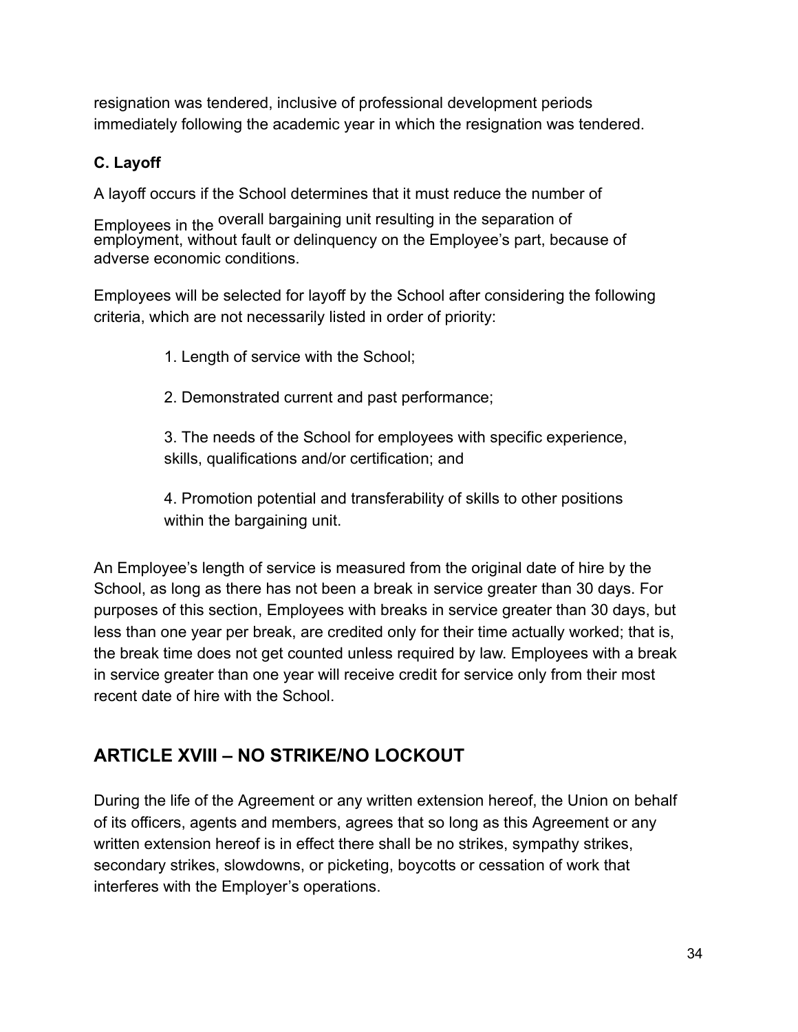resignation was tendered, inclusive of professional development periods immediately following the academic year in which the resignation was tendered.

### C. Layoff

A layoff occurs if the School determines that it must reduce the number of Employees in the overall bargaining unit resulting in the separation of employment, without fault or delinquency on the Employee's part, because of adverse economic conditions.

Employees will be selected for layoff by the School after considering the following criteria, which are not necessarily listed in order of priority:

1. Length of service with the School;
2. Demonstrated current and past performance;
3. The needs of the School for employees with specific experience, skills, qualifications and/or certification; and
4. Promotion potential and transferability of skills to other positions within the bargaining unit.

An Employee's length of service is measured from the original date of hire by the School, as long as there has not been a break in service greater than 30 days. For purposes of this section, Employees with breaks in service greater than 30 days, but less than one year per break, are credited only for their time actually worked; that is, the break time does not get counted unless required by law. Employees with a break in service greater than one year will receive credit for service only from their most recent date of hire with the School.

## ARTICLE XVIII – NO STRIKE/NO LOCKOUT

During the life of the Agreement or any written extension hereof, the Union on behalf of its officers, agents and members, agrees that so long as this Agreement or any written extension hereof is in effect there shall be no strikes, sympathy strikes, secondary strikes, slowdowns, or picketing, boycotts or cessation of work that interferes with the Employer's operations.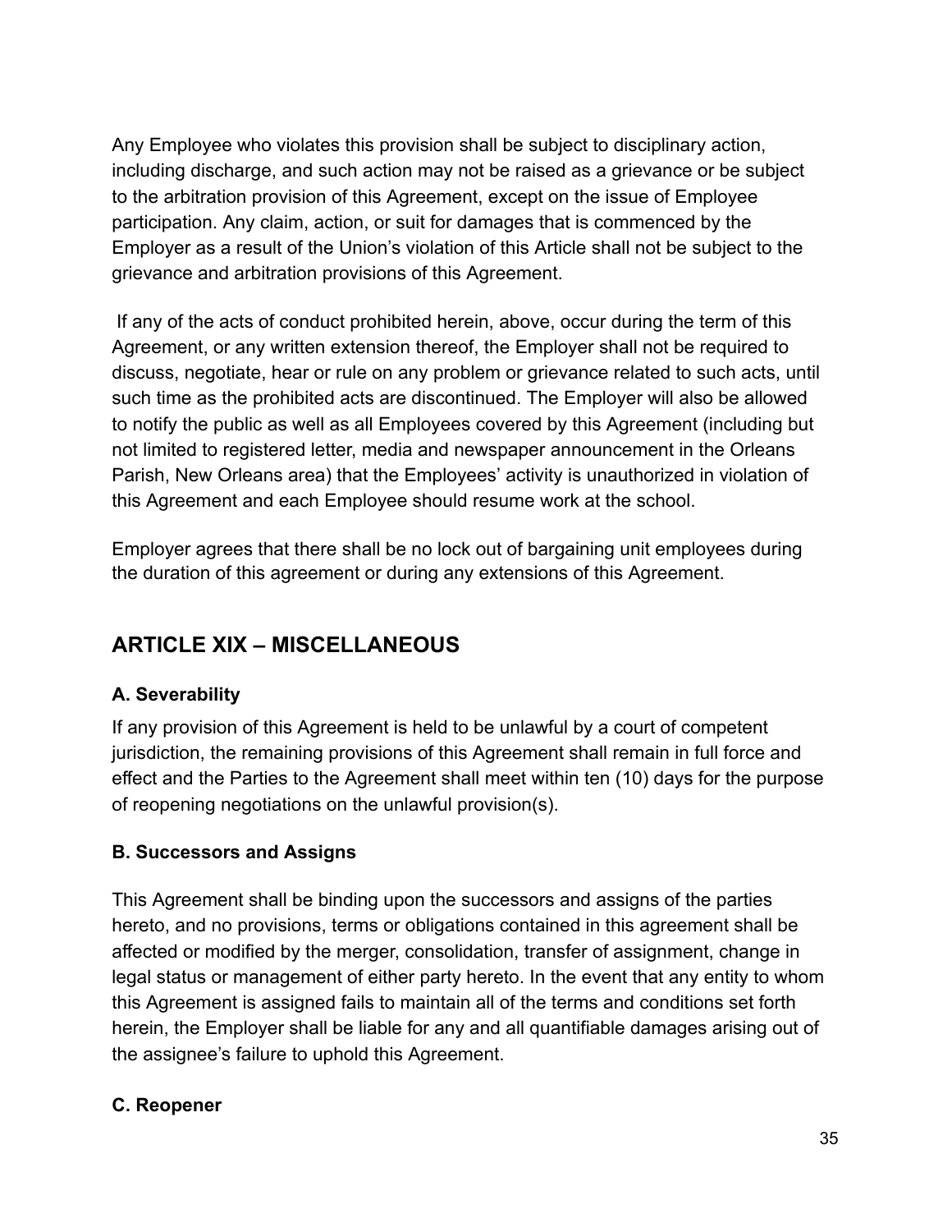Any Employee who violates this provision shall be subject to disciplinary action, including discharge, and such action may not be raised as a grievance or be subject to the arbitration provision of this Agreement, except on the issue of Employee participation. Any claim, action, or suit for damages that is commenced by the Employer as a result of the Union's violation of this Article shall not be subject to the grievance and arbitration provisions of this Agreement.

If any of the acts of conduct prohibited herein, above, occur during the term of this Agreement, or any written extension thereof, the Employer shall not be required to discuss, negotiate, hear or rule on any problem or grievance related to such acts, until such time as the prohibited acts are discontinued. The Employer will also be allowed to notify the public as well as all Employees covered by this Agreement (including but not limited to registered letter, media and newspaper announcement in the Orleans Parish, New Orleans area) that the Employees' activity is unauthorized in violation of this Agreement and each Employee should resume work at the school.

Employer agrees that there shall be no lock out of bargaining unit employees during the duration of this agreement or during any extensions of this Agreement.

## ARTICLE XIX – MISCELLANEOUS

### A. Severability

If any provision of this Agreement is held to be unlawful by a court of competent jurisdiction, the remaining provisions of this Agreement shall remain in full force and effect and the Parties to the Agreement shall meet within ten (10) days for the purpose of reopening negotiations on the unlawful provision(s).

### B. Successors and Assigns

This Agreement shall be binding upon the successors and assigns of the parties hereto, and no provisions, terms or obligations contained in this agreement shall be affected or modified by the merger, consolidation, transfer of assignment, change in legal status or management of either party hereto. In the event that any entity to whom this Agreement is assigned fails to maintain all of the terms and conditions set forth herein, the Employer shall be liable for any and all quantifiable damages arising out of the assignee's failure to uphold this Agreement.

### C. Reopener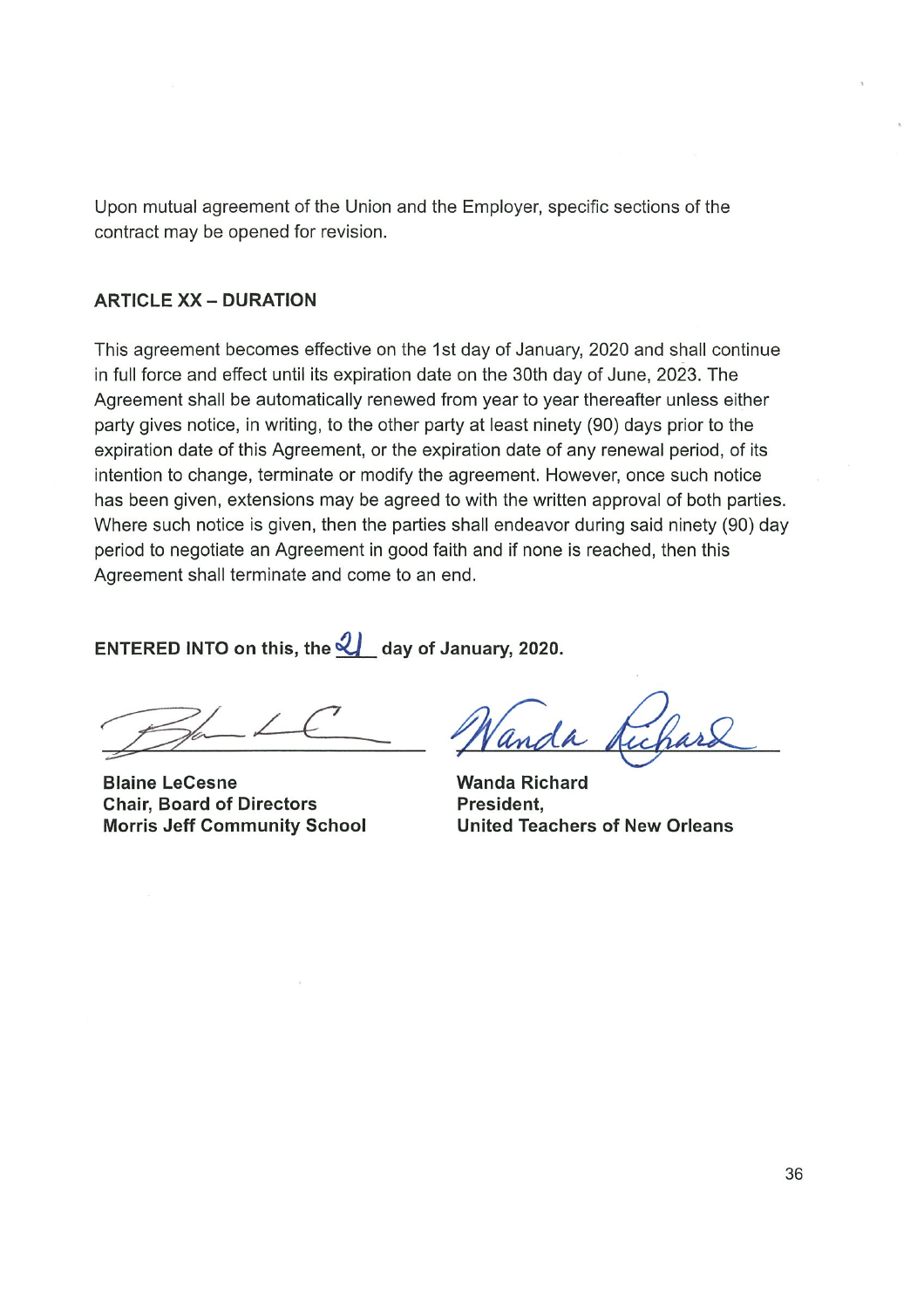Upon mutual agreement of the Union and the Employer, specific sections of the contract may be opened for revision.

### ARTICLE XX – DURATION

This agreement becomes effective on the 1st day of January, 2020 and shall continue in full force and effect until its expiration date on the 30th day of June, 2023. The Agreement shall be automatically renewed from year to year thereafter unless either party gives notice, in writing, to the other party at least ninety (90) days prior to the expiration date of this Agreement, or the expiration date of any renewal period, of its intention to change, terminate or modify the agreement. However, once such notice has been given, extensions may be agreed to with the written approval of both parties. Where such notice is given, then the parties shall endeavor during said ninety (90) day period to negotiate an Agreement in good faith and if none is reached, then this Agreement shall terminate and come to an end.

**ENTERED INTO on this, the 21 day of January, 2020.**

| | |
|---|---|
| **Blaine LeCesne** | **Wanda Richard** |
| **Chair, Board of Directors** | **President,** |
| **Morris Jeff Community School** | **United Teachers of New Orleans** |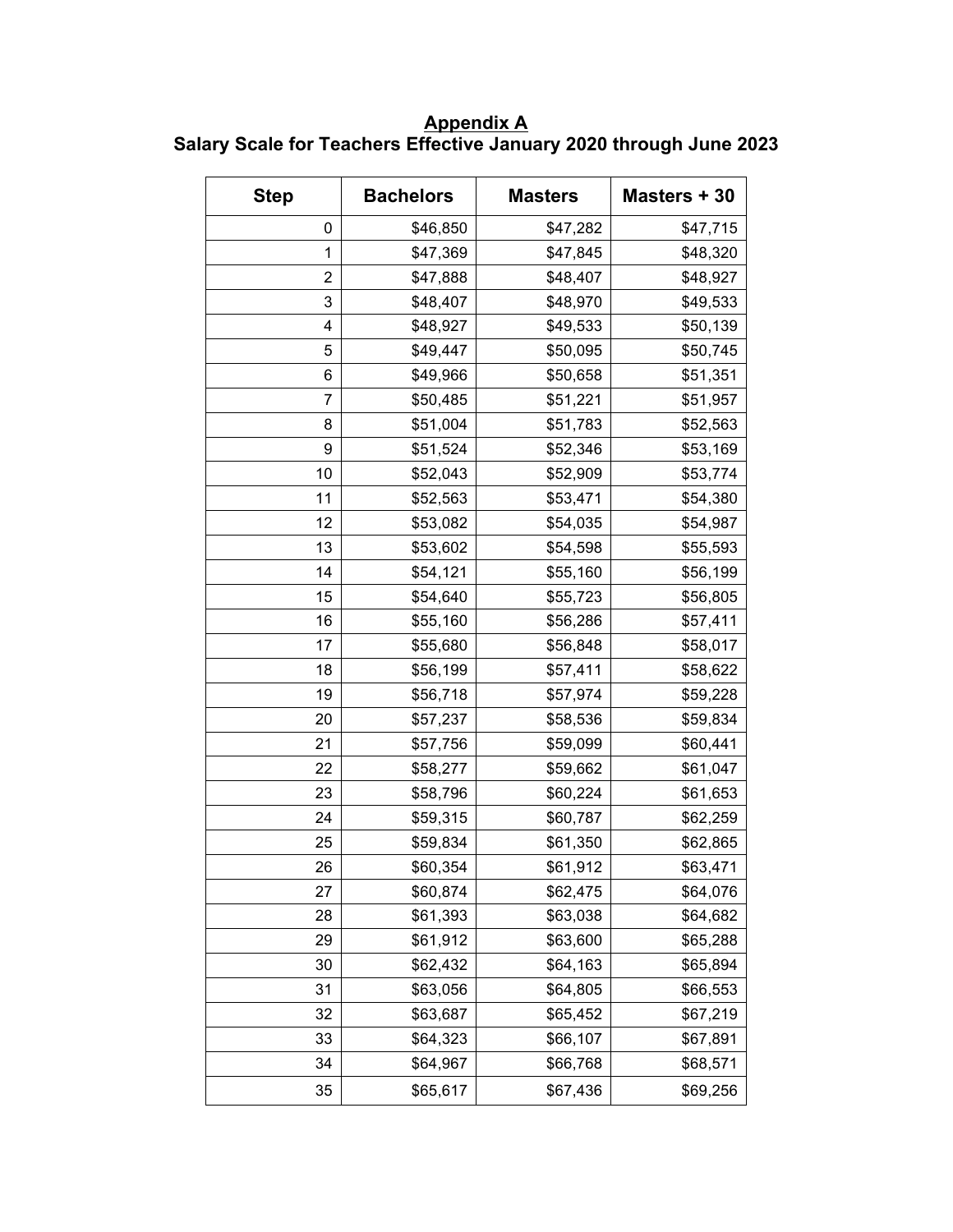# Appendix A

## Salary Scale for Teachers Effective January 2020 through June 2023

| Step | Bachelors | Masters | Masters + 30 |
|---:|---:|---:|---:|
| 0 | $46,850 | $47,282 | $47,715 |
| 1 | $47,369 | $47,845 | $48,320 |
| 2 | $47,888 | $48,407 | $48,927 |
| 3 | $48,407 | $48,970 | $49,533 |
| 4 | $48,927 | $49,533 | $50,139 |
| 5 | $49,447 | $50,095 | $50,745 |
| 6 | $49,966 | $50,658 | $51,351 |
| 7 | $50,485 | $51,221 | $51,957 |
| 8 | $51,004 | $51,783 | $52,563 |
| 9 | $51,524 | $52,346 | $53,169 |
| 10 | $52,043 | $52,909 | $53,774 |
| 11 | $52,563 | $53,471 | $54,380 |
| 12 | $53,082 | $54,035 | $54,987 |
| 13 | $53,602 | $54,598 | $55,593 |
| 14 | $54,121 | $55,160 | $56,199 |
| 15 | $54,640 | $55,723 | $56,805 |
| 16 | $55,160 | $56,286 | $57,411 |
| 17 | $55,680 | $56,848 | $58,017 |
| 18 | $56,199 | $57,411 | $58,622 |
| 19 | $56,718 | $57,974 | $59,228 |
| 20 | $57,237 | $58,536 | $59,834 |
| 21 | $57,756 | $59,099 | $60,441 |
| 22 | $58,277 | $59,662 | $61,047 |
| 23 | $58,796 | $60,224 | $61,653 |
| 24 | $59,315 | $60,787 | $62,259 |
| 25 | $59,834 | $61,350 | $62,865 |
| 26 | $60,354 | $61,912 | $63,471 |
| 27 | $60,874 | $62,475 | $64,076 |
| 28 | $61,393 | $63,038 | $64,682 |
| 29 | $61,912 | $63,600 | $65,288 |
| 30 | $62,432 | $64,163 | $65,894 |
| 31 | $63,056 | $64,805 | $66,553 |
| 32 | $63,687 | $65,452 | $67,219 |
| 33 | $64,323 | $66,107 | $67,891 |
| 34 | $64,967 | $66,768 | $68,571 |
| 35 | $65,617 | $67,436 | $69,256 |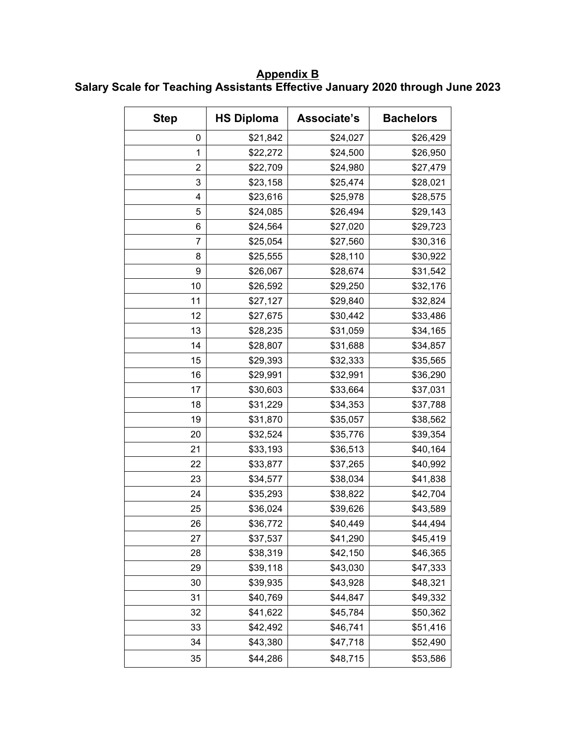## Appendix B
## Salary Scale for Teaching Assistants Effective January 2020 through June 2023

| Step | HS Diploma | Associate's | Bachelors |
|---|---|---|---|
| 0 | $21,842 | $24,027 | $26,429 |
| 1 | $22,272 | $24,500 | $26,950 |
| 2 | $22,709 | $24,980 | $27,479 |
| 3 | $23,158 | $25,474 | $28,021 |
| 4 | $23,616 | $25,978 | $28,575 |
| 5 | $24,085 | $26,494 | $29,143 |
| 6 | $24,564 | $27,020 | $29,723 |
| 7 | $25,054 | $27,560 | $30,316 |
| 8 | $25,555 | $28,110 | $30,922 |
| 9 | $26,067 | $28,674 | $31,542 |
| 10 | $26,592 | $29,250 | $32,176 |
| 11 | $27,127 | $29,840 | $32,824 |
| 12 | $27,675 | $30,442 | $33,486 |
| 13 | $28,235 | $31,059 | $34,165 |
| 14 | $28,807 | $31,688 | $34,857 |
| 15 | $29,393 | $32,333 | $35,565 |
| 16 | $29,991 | $32,991 | $36,290 |
| 17 | $30,603 | $33,664 | $37,031 |
| 18 | $31,229 | $34,353 | $37,788 |
| 19 | $31,870 | $35,057 | $38,562 |
| 20 | $32,524 | $35,776 | $39,354 |
| 21 | $33,193 | $36,513 | $40,164 |
| 22 | $33,877 | $37,265 | $40,992 |
| 23 | $34,577 | $38,034 | $41,838 |
| 24 | $35,293 | $38,822 | $42,704 |
| 25 | $36,024 | $39,626 | $43,589 |
| 26 | $36,772 | $40,449 | $44,494 |
| 27 | $37,537 | $41,290 | $45,419 |
| 28 | $38,319 | $42,150 | $46,365 |
| 29 | $39,118 | $43,030 | $47,333 |
| 30 | $39,935 | $43,928 | $48,321 |
| 31 | $40,769 | $44,847 | $49,332 |
| 32 | $41,622 | $45,784 | $50,362 |
| 33 | $42,492 | $46,741 | $51,416 |
| 34 | $43,380 | $47,718 | $52,490 |
| 35 | $44,286 | $48,715 | $53,586 |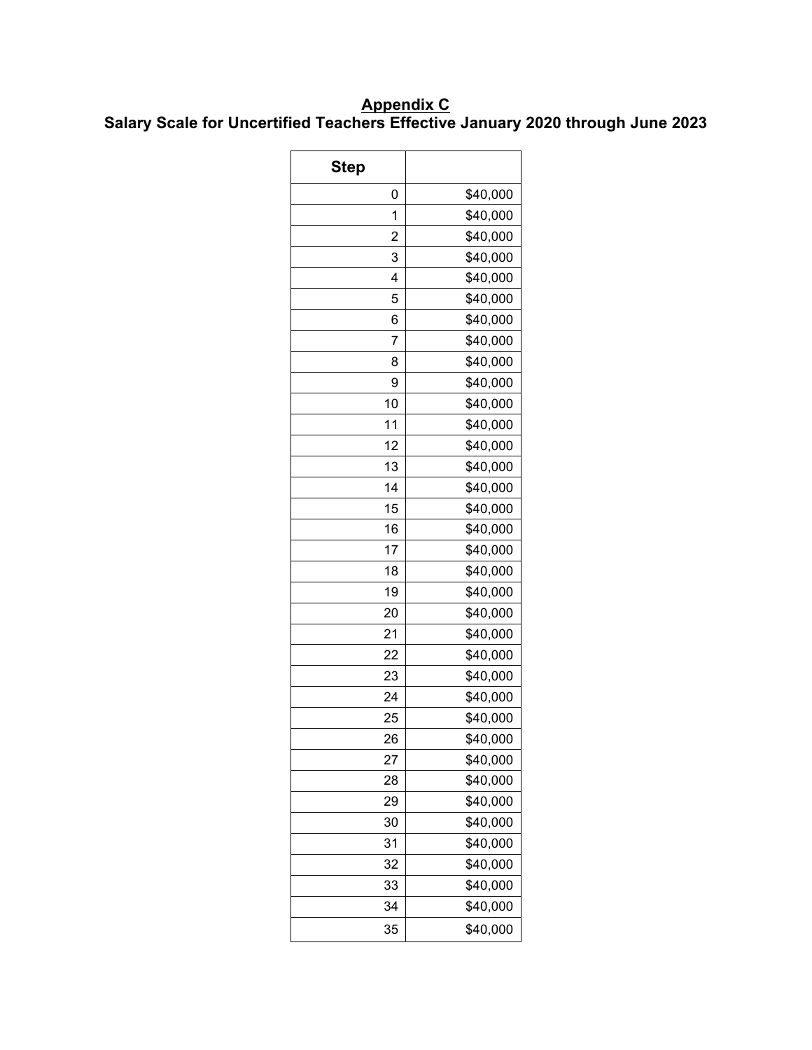## Appendix C

**Salary Scale for Uncertified Teachers Effective January 2020 through June 2023**

| Step | |
|---|---|
| 0 | $40,000 |
| 1 | $40,000 |
| 2 | $40,000 |
| 3 | $40,000 |
| 4 | $40,000 |
| 5 | $40,000 |
| 6 | $40,000 |
| 7 | $40,000 |
| 8 | $40,000 |
| 9 | $40,000 |
| 10 | $40,000 |
| 11 | $40,000 |
| 12 | $40,000 |
| 13 | $40,000 |
| 14 | $40,000 |
| 15 | $40,000 |
| 16 | $40,000 |
| 17 | $40,000 |
| 18 | $40,000 |
| 19 | $40,000 |
| 20 | $40,000 |
| 21 | $40,000 |
| 22 | $40,000 |
| 23 | $40,000 |
| 24 | $40,000 |
| 25 | $40,000 |
| 26 | $40,000 |
| 27 | $40,000 |
| 28 | $40,000 |
| 29 | $40,000 |
| 30 | $40,000 |
| 31 | $40,000 |
| 32 | $40,000 |
| 33 | $40,000 |
| 34 | $40,000 |
| 35 | $40,000 |